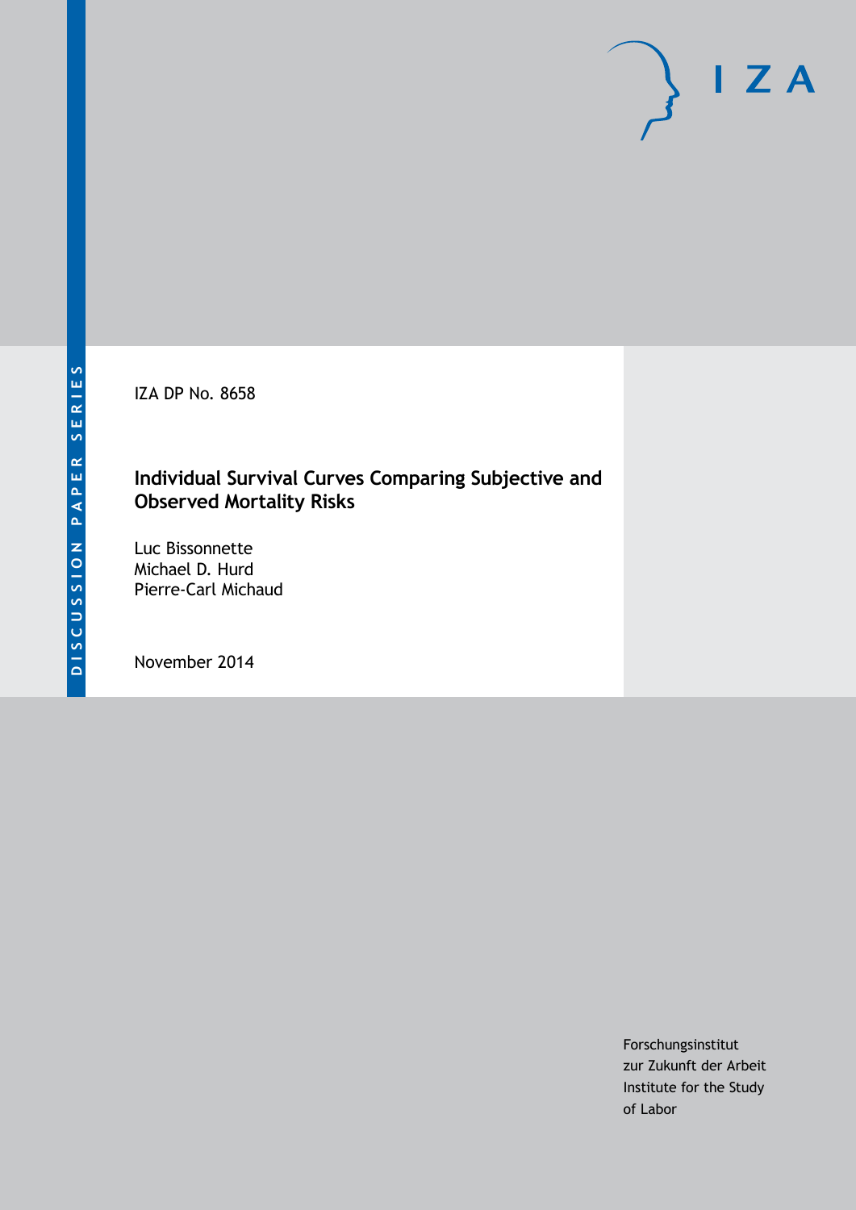DISCUSSION PAPER SERIES

IZA DP No. 8658

# Individual Survival Curves Comparing Subjective and Observed Mortality Risks

Luc Bissonnette
Michael D. Hurd
Pierre-Carl Michaud

November 2014

Forschungsinstitut
zur Zukunft der Arbeit
Institute for the Study
of Labor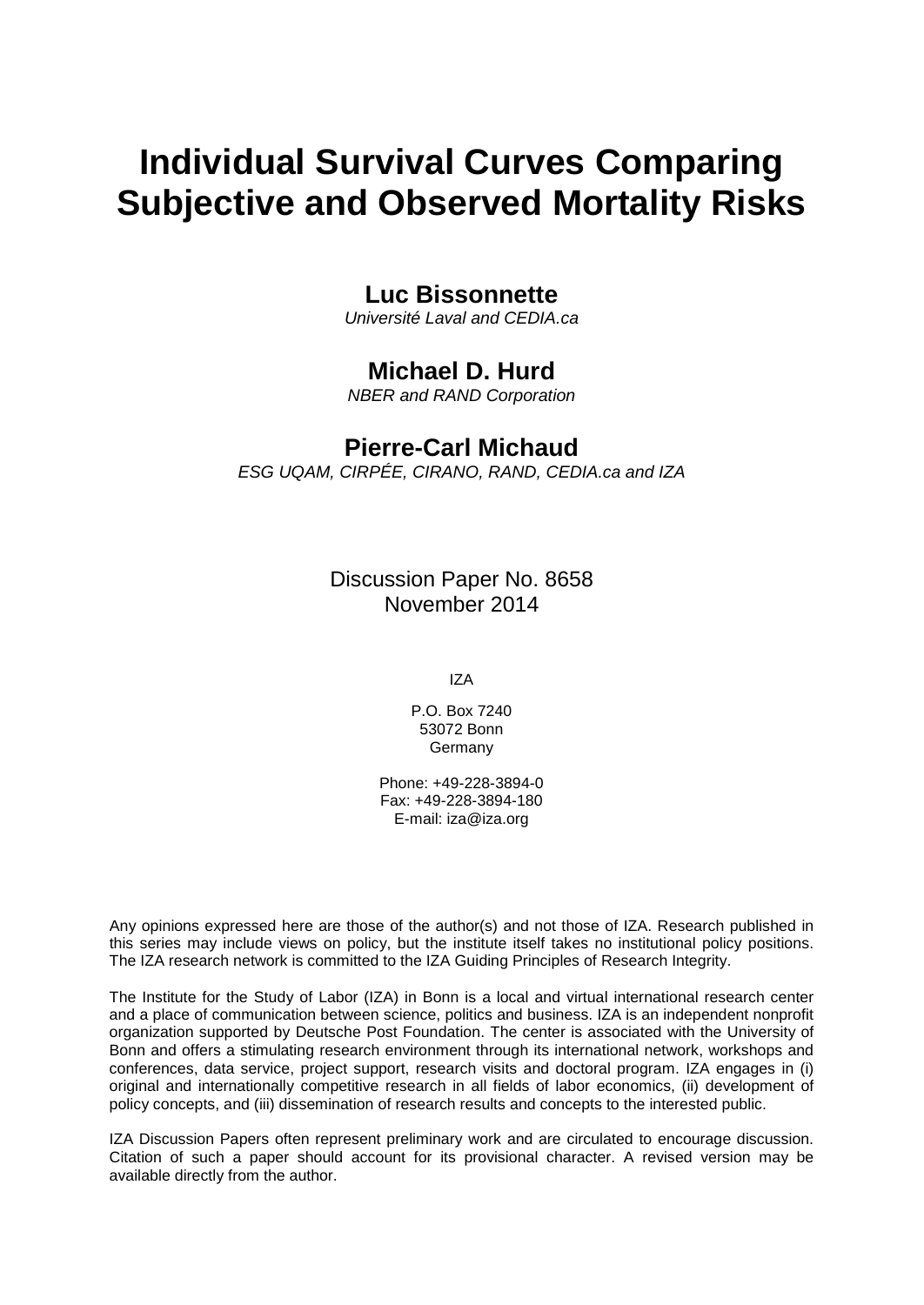# Individual Survival Curves Comparing Subjective and Observed Mortality Risks

**Luc Bissonnette**
*Université Laval and CEDIA.ca*

**Michael D. Hurd**
*NBER and RAND Corporation*

**Pierre-Carl Michaud**
*ESG UQAM, CIRPÉE, CIRANO, RAND, CEDIA.ca and IZA*

Discussion Paper No. 8658
November 2014

IZA

P.O. Box 7240
53072 Bonn
Germany

Phone: +49-228-3894-0
Fax: +49-228-3894-180
E-mail: iza@iza.org

Any opinions expressed here are those of the author(s) and not those of IZA. Research published in this series may include views on policy, but the institute itself takes no institutional policy positions. The IZA research network is committed to the IZA Guiding Principles of Research Integrity.

The Institute for the Study of Labor (IZA) in Bonn is a local and virtual international research center and a place of communication between science, politics and business. IZA is an independent nonprofit organization supported by Deutsche Post Foundation. The center is associated with the University of Bonn and offers a stimulating research environment through its international network, workshops and conferences, data service, project support, research visits and doctoral program. IZA engages in (i) original and internationally competitive research in all fields of labor economics, (ii) development of policy concepts, and (iii) dissemination of research results and concepts to the interested public.

IZA Discussion Papers often represent preliminary work and are circulated to encourage discussion. Citation of such a paper should account for its provisional character. A revised version may be available directly from the author.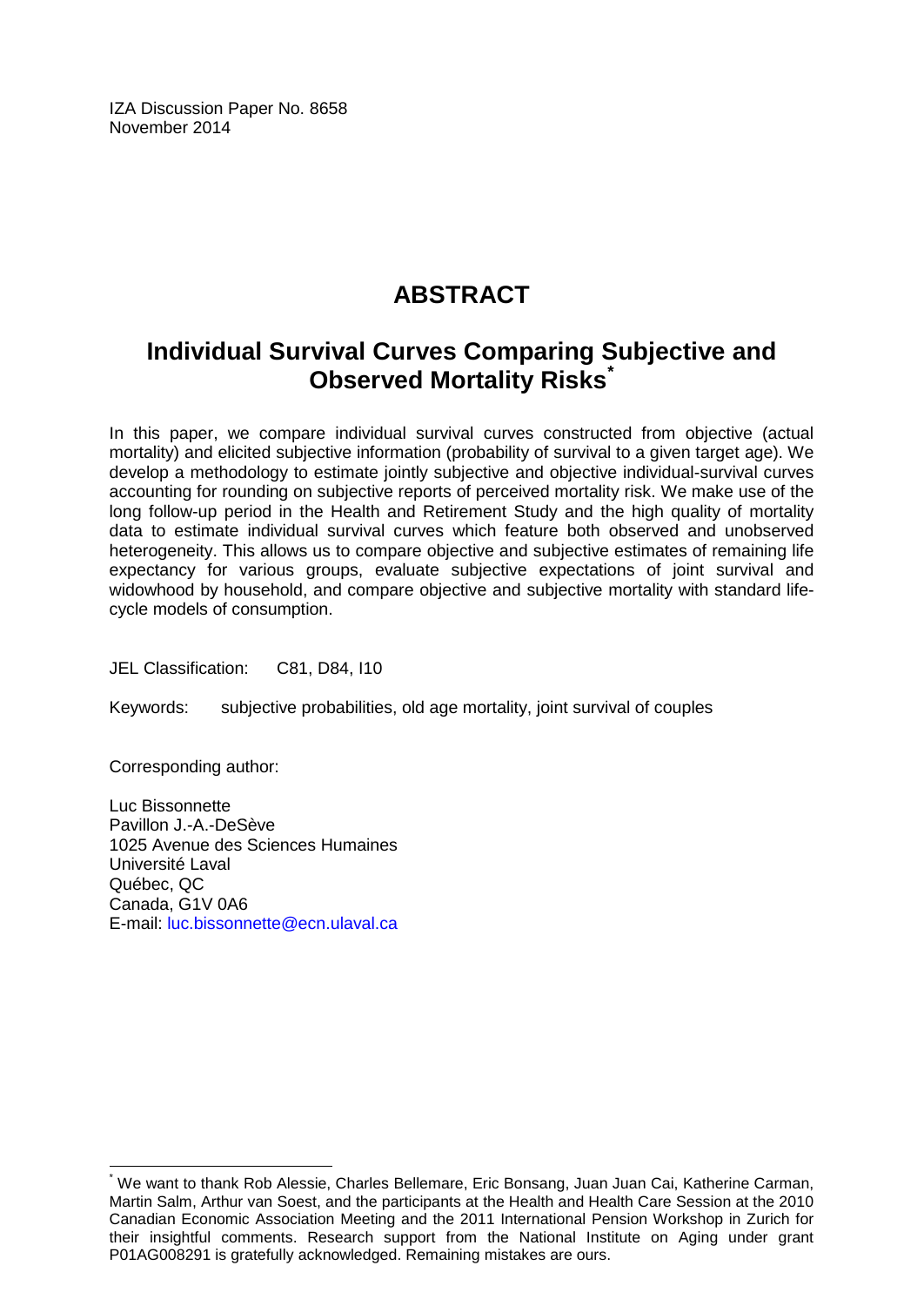IZA Discussion Paper No. 8658
November 2014

# ABSTRACT

## Individual Survival Curves Comparing Subjective and Observed Mortality Risks*

In this paper, we compare individual survival curves constructed from objective (actual mortality) and elicited subjective information (probability of survival to a given target age). We develop a methodology to estimate jointly subjective and objective individual-survival curves accounting for rounding on subjective reports of perceived mortality risk. We make use of the long follow-up period in the Health and Retirement Study and the high quality of mortality data to estimate individual survival curves which feature both observed and unobserved heterogeneity. This allows us to compare objective and subjective estimates of remaining life expectancy for various groups, evaluate subjective expectations of joint survival and widowhood by household, and compare objective and subjective mortality with standard life-cycle models of consumption.

JEL Classification: C81, D84, I10

Keywords: subjective probabilities, old age mortality, joint survival of couples

Corresponding author:

Luc Bissonnette
Pavillon J.-A.-DeSève
1025 Avenue des Sciences Humaines
Université Laval
Québec, QC
Canada, G1V 0A6
E-mail: luc.bissonnette@ecn.ulaval.ca

---

* We want to thank Rob Alessie, Charles Bellemare, Eric Bonsang, Juan Juan Cai, Katherine Carman, Martin Salm, Arthur van Soest, and the participants at the Health and Health Care Session at the 2010 Canadian Economic Association Meeting and the 2011 International Pension Workshop in Zurich for their insightful comments. Research support from the National Institute on Aging under grant P01AG008291 is gratefully acknowledged. Remaining mistakes are ours.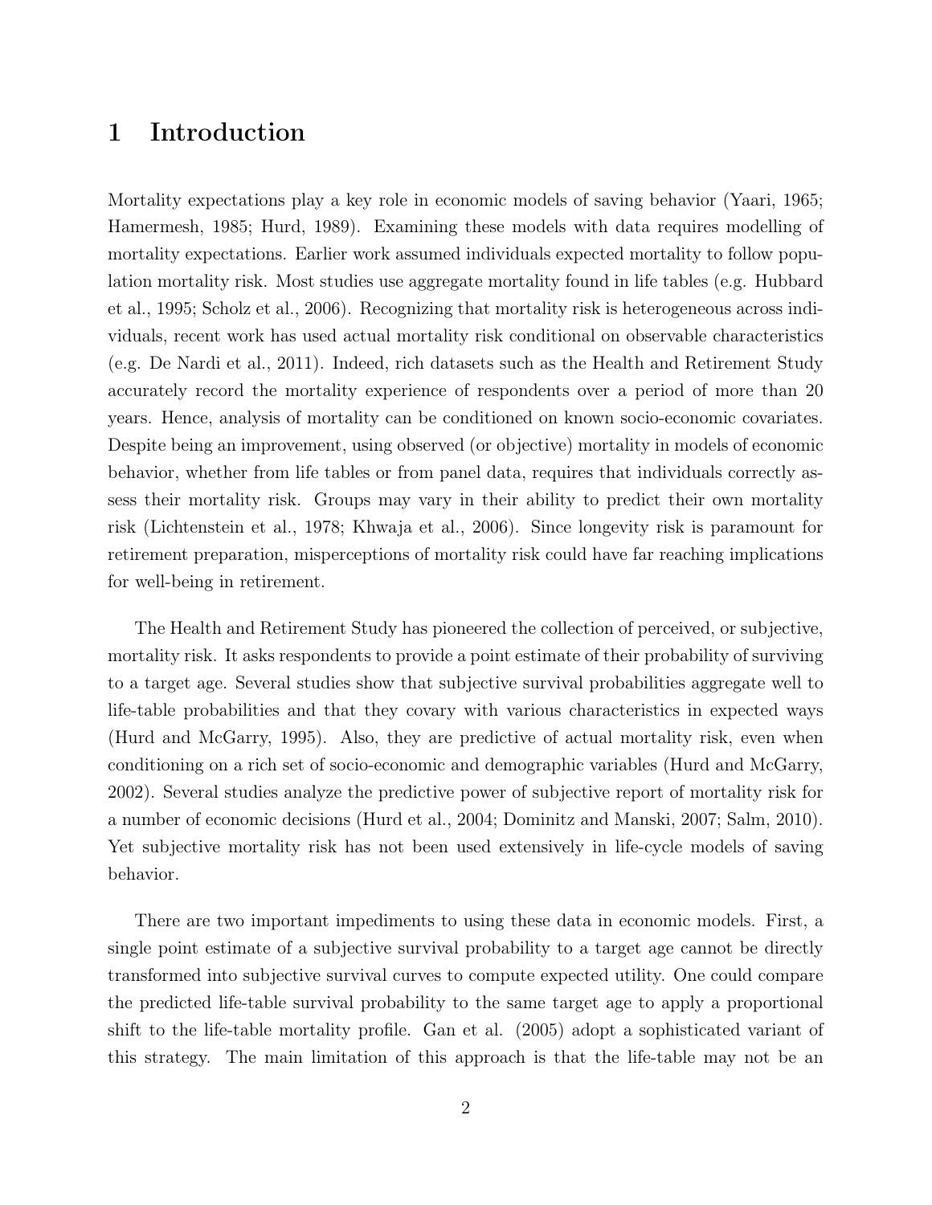# 1 Introduction

Mortality expectations play a key role in economic models of saving behavior (Yaari, 1965; Hamermesh, 1985; Hurd, 1989). Examining these models with data requires modelling of mortality expectations. Earlier work assumed individuals expected mortality to follow population mortality risk. Most studies use aggregate mortality found in life tables (e.g. Hubbard et al., 1995; Scholz et al., 2006). Recognizing that mortality risk is heterogeneous across individuals, recent work has used actual mortality risk conditional on observable characteristics (e.g. De Nardi et al., 2011). Indeed, rich datasets such as the Health and Retirement Study accurately record the mortality experience of respondents over a period of more than 20 years. Hence, analysis of mortality can be conditioned on known socio-economic covariates. Despite being an improvement, using observed (or objective) mortality in models of economic behavior, whether from life tables or from panel data, requires that individuals correctly assess their mortality risk. Groups may vary in their ability to predict their own mortality risk (Lichtenstein et al., 1978; Khwaja et al., 2006). Since longevity risk is paramount for retirement preparation, misperceptions of mortality risk could have far reaching implications for well-being in retirement.

The Health and Retirement Study has pioneered the collection of perceived, or subjective, mortality risk. It asks respondents to provide a point estimate of their probability of surviving to a target age. Several studies show that subjective survival probabilities aggregate well to life-table probabilities and that they covary with various characteristics in expected ways (Hurd and McGarry, 1995). Also, they are predictive of actual mortality risk, even when conditioning on a rich set of socio-economic and demographic variables (Hurd and McGarry, 2002). Several studies analyze the predictive power of subjective report of mortality risk for a number of economic decisions (Hurd et al., 2004; Dominitz and Manski, 2007; Salm, 2010). Yet subjective mortality risk has not been used extensively in life-cycle models of saving behavior.

There are two important impediments to using these data in economic models. First, a single point estimate of a subjective survival probability to a target age cannot be directly transformed into subjective survival curves to compute expected utility. One could compare the predicted life-table survival probability to the same target age to apply a proportional shift to the life-table mortality profile. Gan et al. (2005) adopt a sophisticated variant of this strategy. The main limitation of this approach is that the life-table may not be an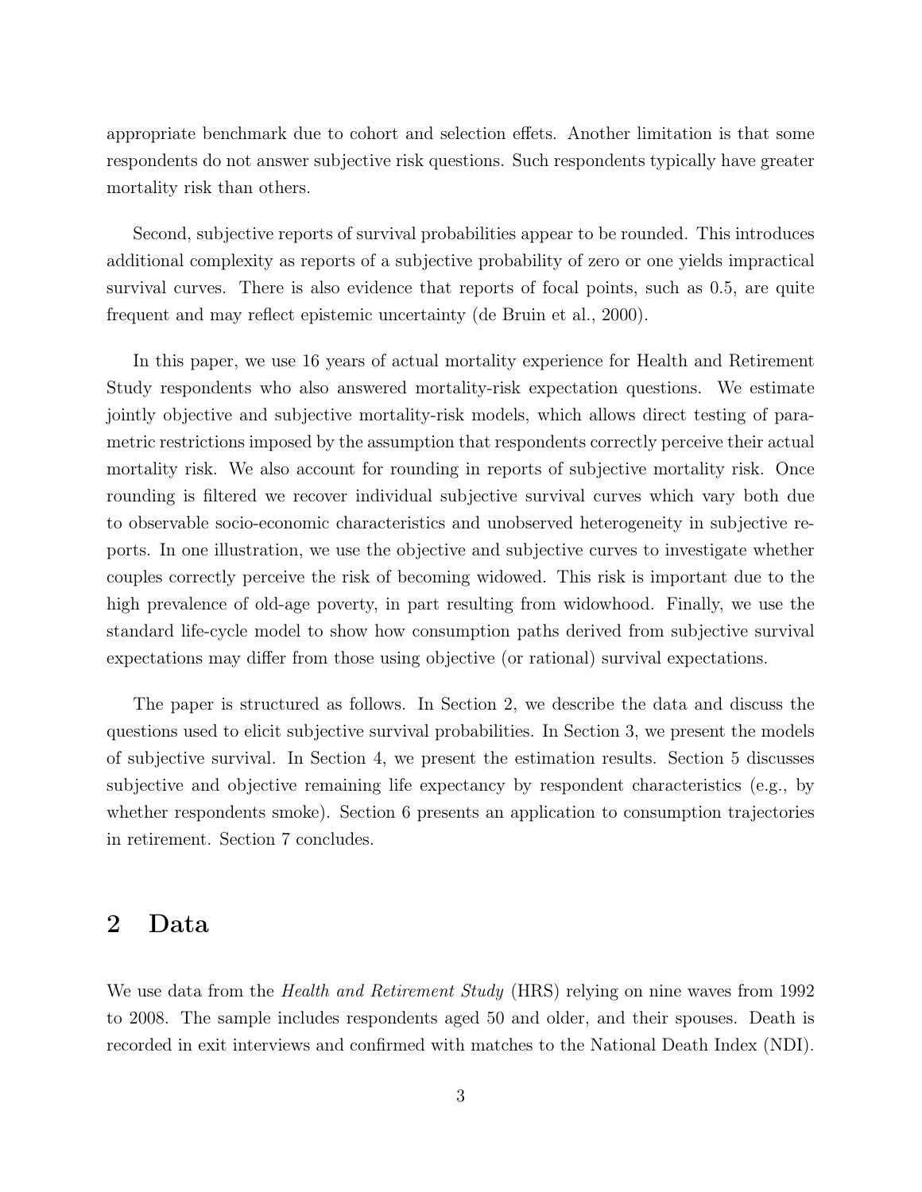appropriate benchmark due to cohort and selection effets. Another limitation is that some respondents do not answer subjective risk questions. Such respondents typically have greater mortality risk than others.

Second, subjective reports of survival probabilities appear to be rounded. This introduces additional complexity as reports of a subjective probability of zero or one yields impractical survival curves. There is also evidence that reports of focal points, such as 0.5, are quite frequent and may reflect epistemic uncertainty (de Bruin et al., 2000).

In this paper, we use 16 years of actual mortality experience for Health and Retirement Study respondents who also answered mortality-risk expectation questions. We estimate jointly objective and subjective mortality-risk models, which allows direct testing of parametric restrictions imposed by the assumption that respondents correctly perceive their actual mortality risk. We also account for rounding in reports of subjective mortality risk. Once rounding is filtered we recover individual subjective survival curves which vary both due to observable socio-economic characteristics and unobserved heterogeneity in subjective reports. In one illustration, we use the objective and subjective curves to investigate whether couples correctly perceive the risk of becoming widowed. This risk is important due to the high prevalence of old-age poverty, in part resulting from widowhood. Finally, we use the standard life-cycle model to show how consumption paths derived from subjective survival expectations may differ from those using objective (or rational) survival expectations.

The paper is structured as follows. In Section 2, we describe the data and discuss the questions used to elicit subjective survival probabilities. In Section 3, we present the models of subjective survival. In Section 4, we present the estimation results. Section 5 discusses subjective and objective remaining life expectancy by respondent characteristics (e.g., by whether respondents smoke). Section 6 presents an application to consumption trajectories in retirement. Section 7 concludes.

## 2 Data

We use data from the *Health and Retirement Study* (HRS) relying on nine waves from 1992 to 2008. The sample includes respondents aged 50 and older, and their spouses. Death is recorded in exit interviews and confirmed with matches to the National Death Index (NDI).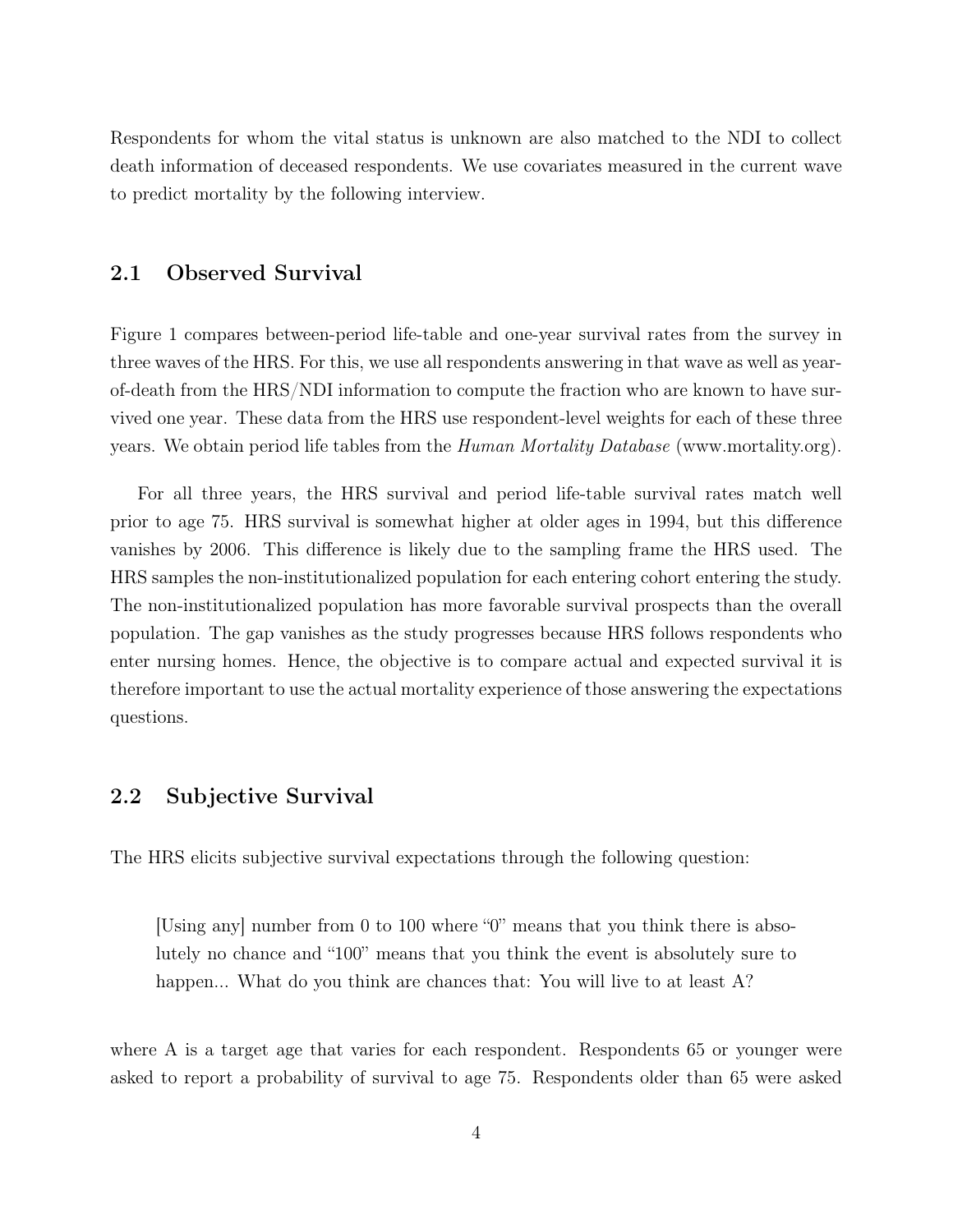Respondents for whom the vital status is unknown are also matched to the NDI to collect death information of deceased respondents. We use covariates measured in the current wave to predict mortality by the following interview.

## 2.1 Observed Survival

Figure 1 compares between-period life-table and one-year survival rates from the survey in three waves of the HRS. For this, we use all respondents answering in that wave as well as year-of-death from the HRS/NDI information to compute the fraction who are known to have survived one year. These data from the HRS use respondent-level weights for each of these three years. We obtain period life tables from the *Human Mortality Database* (www.mortality.org).

For all three years, the HRS survival and period life-table survival rates match well prior to age 75. HRS survival is somewhat higher at older ages in 1994, but this difference vanishes by 2006. This difference is likely due to the sampling frame the HRS used. The HRS samples the non-institutionalized population for each entering cohort entering the study. The non-institutionalized population has more favorable survival prospects than the overall population. The gap vanishes as the study progresses because HRS follows respondents who enter nursing homes. Hence, the objective is to compare actual and expected survival it is therefore important to use the actual mortality experience of those answering the expectations questions.

## 2.2 Subjective Survival

The HRS elicits subjective survival expectations through the following question:

> [Using any] number from 0 to 100 where "0" means that you think there is absolutely no chance and "100" means that you think the event is absolutely sure to happen... What do you think are chances that: You will live to at least A?

where A is a target age that varies for each respondent. Respondents 65 or younger were asked to report a probability of survival to age 75. Respondents older than 65 were asked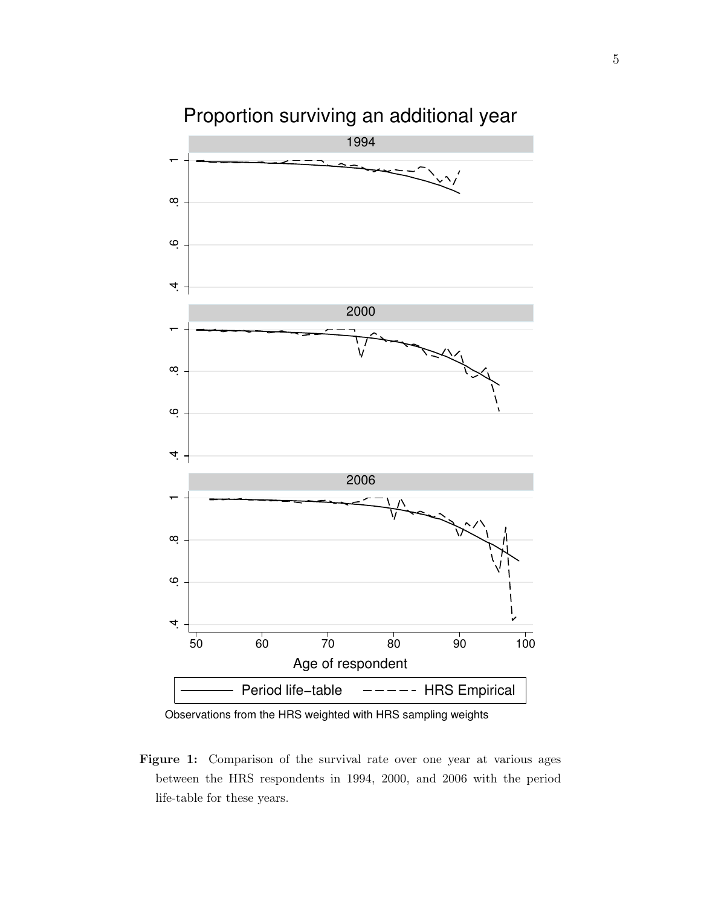**Figure 1:** Comparison of the survival rate over one year at various ages between the HRS respondents in 1994, 2000, and 2006 with the period life-table for these years.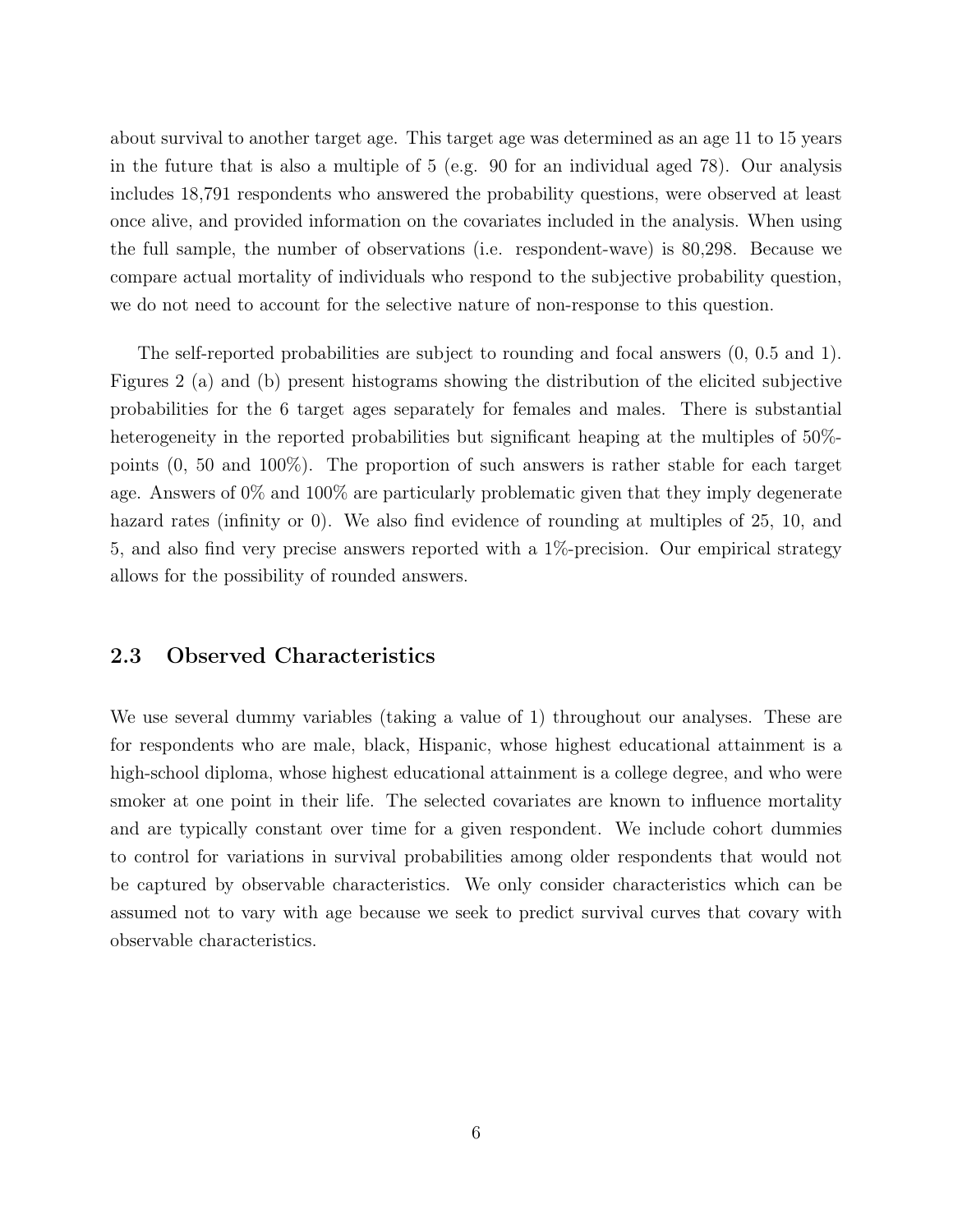about survival to another target age. This target age was determined as an age 11 to 15 years in the future that is also a multiple of 5 (e.g. 90 for an individual aged 78). Our analysis includes 18,791 respondents who answered the probability questions, were observed at least once alive, and provided information on the covariates included in the analysis. When using the full sample, the number of observations (i.e. respondent-wave) is 80,298. Because we compare actual mortality of individuals who respond to the subjective probability question, we do not need to account for the selective nature of non-response to this question.

The self-reported probabilities are subject to rounding and focal answers (0, 0.5 and 1). Figures 2 (a) and (b) present histograms showing the distribution of the elicited subjective probabilities for the 6 target ages separately for females and males. There is substantial heterogeneity in the reported probabilities but significant heaping at the multiples of 50%-points (0, 50 and 100%). The proportion of such answers is rather stable for each target age. Answers of 0% and 100% are particularly problematic given that they imply degenerate hazard rates (infinity or 0). We also find evidence of rounding at multiples of 25, 10, and 5, and also find very precise answers reported with a 1%-precision. Our empirical strategy allows for the possibility of rounded answers.

## 2.3 Observed Characteristics

We use several dummy variables (taking a value of 1) throughout our analyses. These are for respondents who are male, black, Hispanic, whose highest educational attainment is a high-school diploma, whose highest educational attainment is a college degree, and who were smoker at one point in their life. The selected covariates are known to influence mortality and are typically constant over time for a given respondent. We include cohort dummies to control for variations in survival probabilities among older respondents that would not be captured by observable characteristics. We only consider characteristics which can be assumed not to vary with age because we seek to predict survival curves that covary with observable characteristics.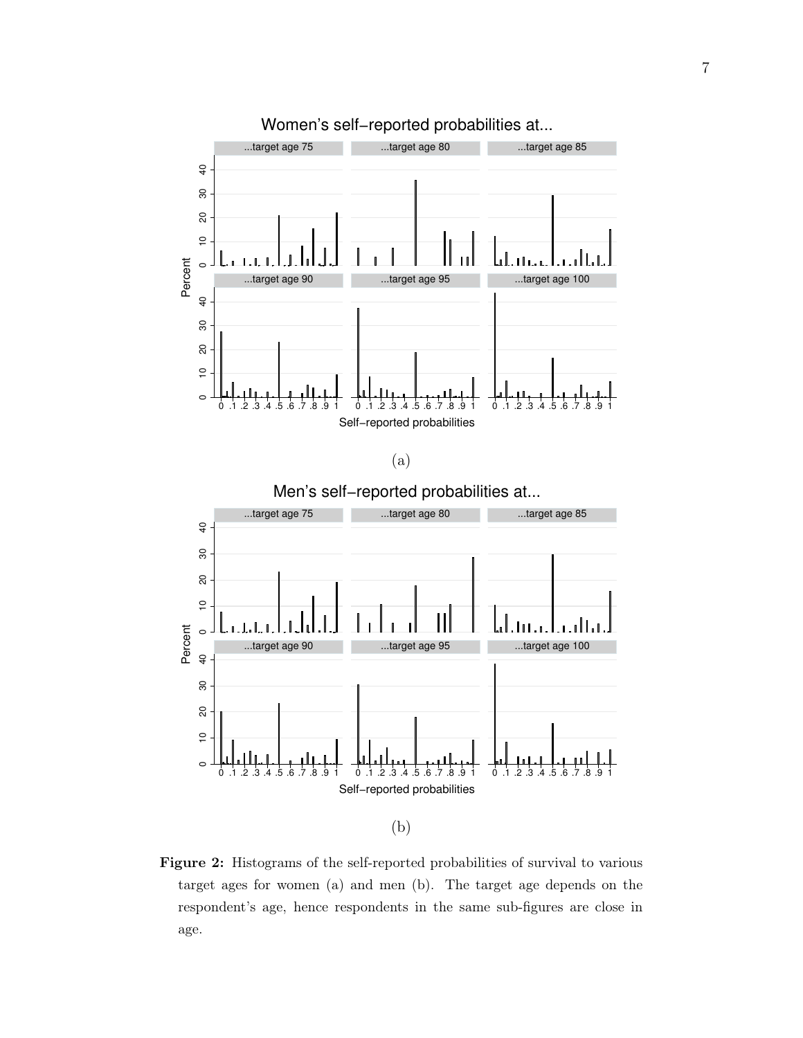(a)

(b)

**Figure 2:** Histograms of the self-reported probabilities of survival to various target ages for women (a) and men (b). The target age depends on the respondent's age, hence respondents in the same sub-figures are close in age.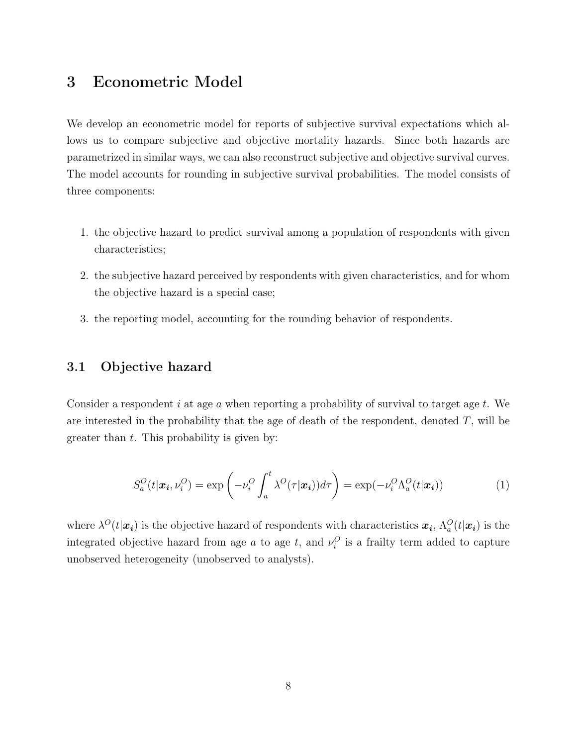# 3 Econometric Model

We develop an econometric model for reports of subjective survival expectations which allows us to compare subjective and objective mortality hazards. Since both hazards are parametrized in similar ways, we can also reconstruct subjective and objective survival curves. The model accounts for rounding in subjective survival probabilities. The model consists of three components:

1. the objective hazard to predict survival among a population of respondents with given characteristics;
2. the subjective hazard perceived by respondents with given characteristics, and for whom the objective hazard is a special case;
3. the reporting model, accounting for the rounding behavior of respondents.

## 3.1 Objective hazard

Consider a respondent $i$ at age $a$ when reporting a probability of survival to target age $t$. We are interested in the probability that the age of death of the respondent, denoted $T$, will be greater than $t$. This probability is given by:

$$S_a^O(t|\boldsymbol{x_i}, \nu_i^O) = \exp\left(-\nu_i^O \int_a^t \lambda^O(\tau|\boldsymbol{x_i}))d\tau\right) = \exp(-\nu_i^O \Lambda_a^O(t|\boldsymbol{x_i})) \tag{1}$$

where $\lambda^O(t|\boldsymbol{x_i})$ is the objective hazard of respondents with characteristics $\boldsymbol{x_i}$, $\Lambda_a^O(t|\boldsymbol{x_i})$ is the integrated objective hazard from age $a$ to age $t$, and $\nu_i^O$ is a frailty term added to capture unobserved heterogeneity (unobserved to analysts).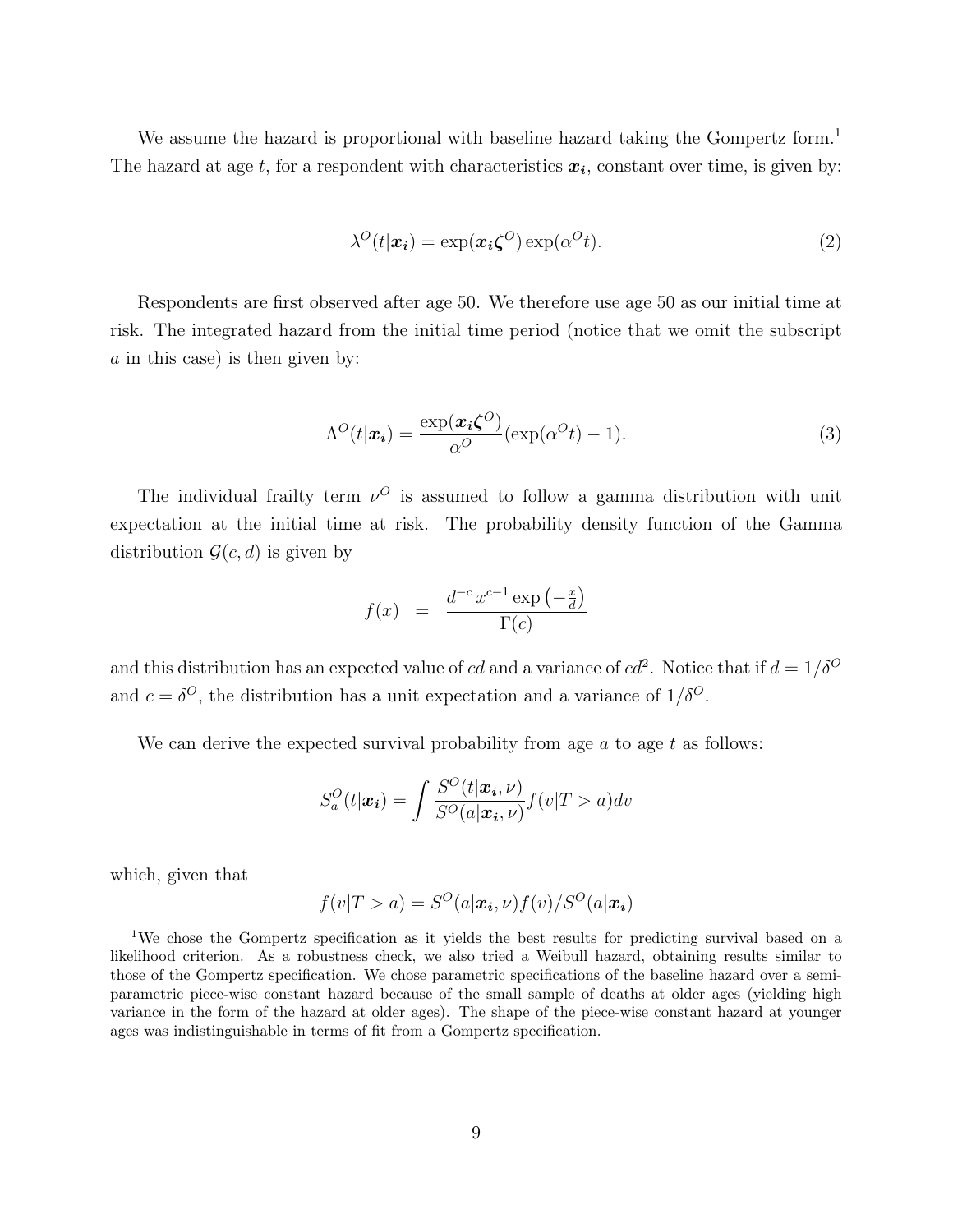We assume the hazard is proportional with baseline hazard taking the Gompertz form.[1] The hazard at age $t$, for a respondent with characteristics $\boldsymbol{x_i}$, constant over time, is given by:

$$\lambda^O(t|\boldsymbol{x_i}) = \exp(\boldsymbol{x_i}\boldsymbol{\zeta}^O)\exp(\alpha^O t). \tag{2}$$

Respondents are first observed after age 50. We therefore use age 50 as our initial time at risk. The integrated hazard from the initial time period (notice that we omit the subscript $a$ in this case) is then given by:

$$\Lambda^O(t|\boldsymbol{x_i}) = \frac{\exp(\boldsymbol{x_i}\boldsymbol{\zeta}^O)}{\alpha^O}(\exp(\alpha^O t) - 1). \tag{3}$$

The individual frailty term $\nu^O$ is assumed to follow a gamma distribution with unit expectation at the initial time at risk. The probability density function of the Gamma distribution $\mathcal{G}(c, d)$ is given by

$$f(x) \;\; = \;\; \frac{d^{-c}\, x^{c-1} \exp\left(-\frac{x}{d}\right)}{\Gamma(c)}$$

and this distribution has an expected value of $cd$ and a variance of $cd^2$. Notice that if $d = 1/\delta^O$ and $c = \delta^O$, the distribution has a unit expectation and a variance of $1/\delta^O$.

We can derive the expected survival probability from age $a$ to age $t$ as follows:

$$S_a^O(t|\boldsymbol{x_i}) = \int \frac{S^O(t|\boldsymbol{x_i}, \nu)}{S^O(a|\boldsymbol{x_i}, \nu)} f(v|T > a) dv$$

which, given that

$$f(v|T > a) = S^O(a|\boldsymbol{x_i}, \nu) f(v)/S^O(a|\boldsymbol{x_i})$$

[1] We chose the Gompertz specification as it yields the best results for predicting survival based on a likelihood criterion. As a robustness check, we also tried a Weibull hazard, obtaining results similar to those of the Gompertz specification. We chose parametric specifications of the baseline hazard over a semi-parametric piece-wise constant hazard because of the small sample of deaths at older ages (yielding high variance in the form of the hazard at older ages). The shape of the piece-wise constant hazard at younger ages was indistinguishable in terms of fit from a Gompertz specification.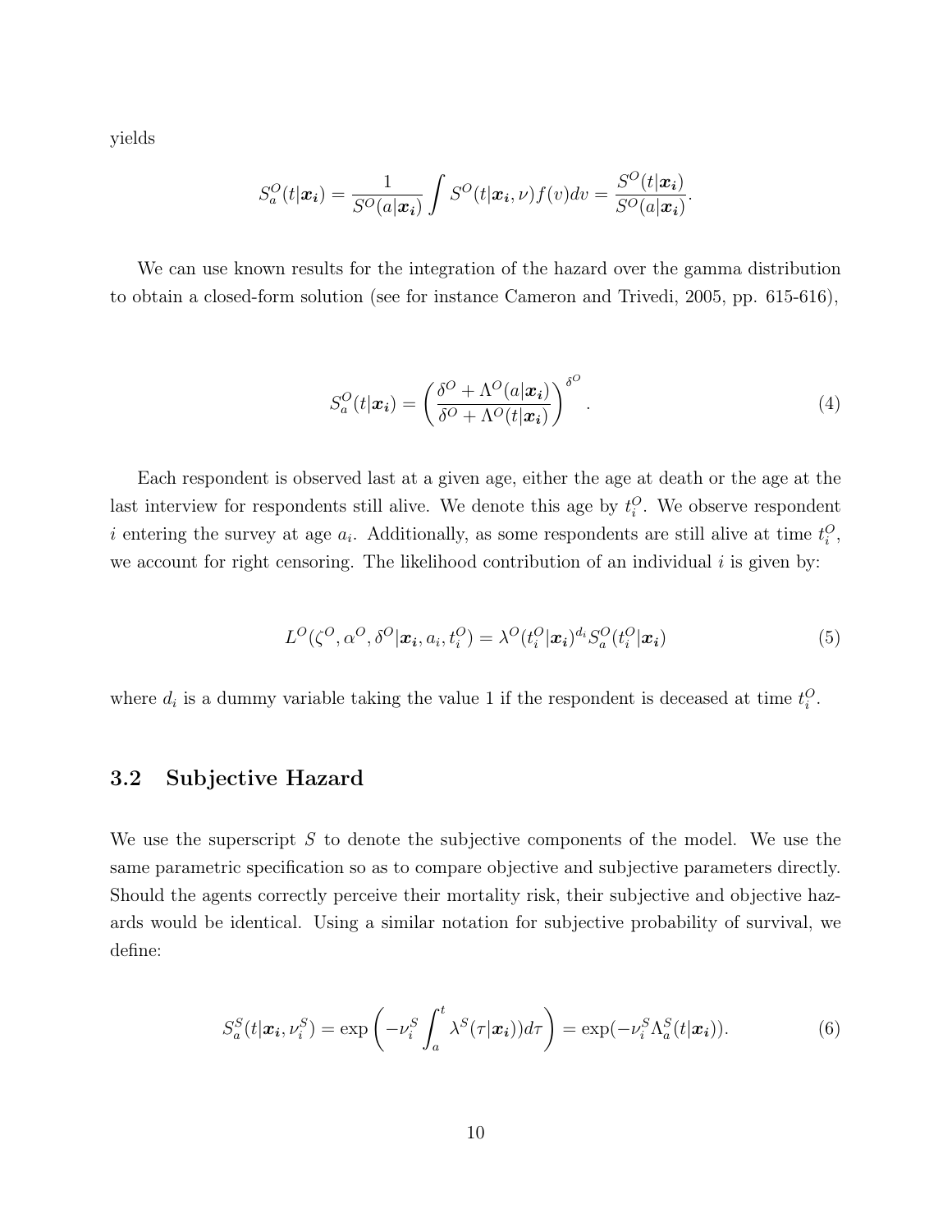yields

$$S_a^O(t|\boldsymbol{x_i}) = \frac{1}{S^O(a|\boldsymbol{x_i})} \int S^O(t|\boldsymbol{x_i}, \nu) f(v) dv = \frac{S^O(t|\boldsymbol{x_i})}{S^O(a|\boldsymbol{x_i})}.$$

We can use known results for the integration of the hazard over the gamma distribution to obtain a closed-form solution (see for instance Cameron and Trivedi, 2005, pp. 615-616),

$$S_a^O(t|\boldsymbol{x_i}) = \left( \frac{\delta^O + \Lambda^O(a|\boldsymbol{x_i})}{\delta^O + \Lambda^O(t|\boldsymbol{x_i})} \right)^{\delta^O}. \tag{4}$$

Each respondent is observed last at a given age, either the age at death or the age at the last interview for respondents still alive. We denote this age by $t_i^O$. We observe respondent $i$ entering the survey at age $a_i$. Additionally, as some respondents are still alive at time $t_i^O$, we account for right censoring. The likelihood contribution of an individual $i$ is given by:

$$L^O(\zeta^O, \alpha^O, \delta^O | \boldsymbol{x_i}, a_i, t_i^O) = \lambda^O(t_i^O|\boldsymbol{x_i})^{d_i} S_a^O(t_i^O|\boldsymbol{x_i}) \tag{5}$$

where $d_i$ is a dummy variable taking the value 1 if the respondent is deceased at time $t_i^O$.

## 3.2 Subjective Hazard

We use the superscript $S$ to denote the subjective components of the model. We use the same parametric specification so as to compare objective and subjective parameters directly. Should the agents correctly perceive their mortality risk, their subjective and objective hazards would be identical. Using a similar notation for subjective probability of survival, we define:

$$S_a^S(t|\boldsymbol{x_i}, \nu_i^S) = \exp\left( -\nu_i^S \int_a^t \lambda^S(\tau|\boldsymbol{x_i})) d\tau \right) = \exp(-\nu_i^S \Lambda_a^S(t|\boldsymbol{x_i})). \tag{6}$$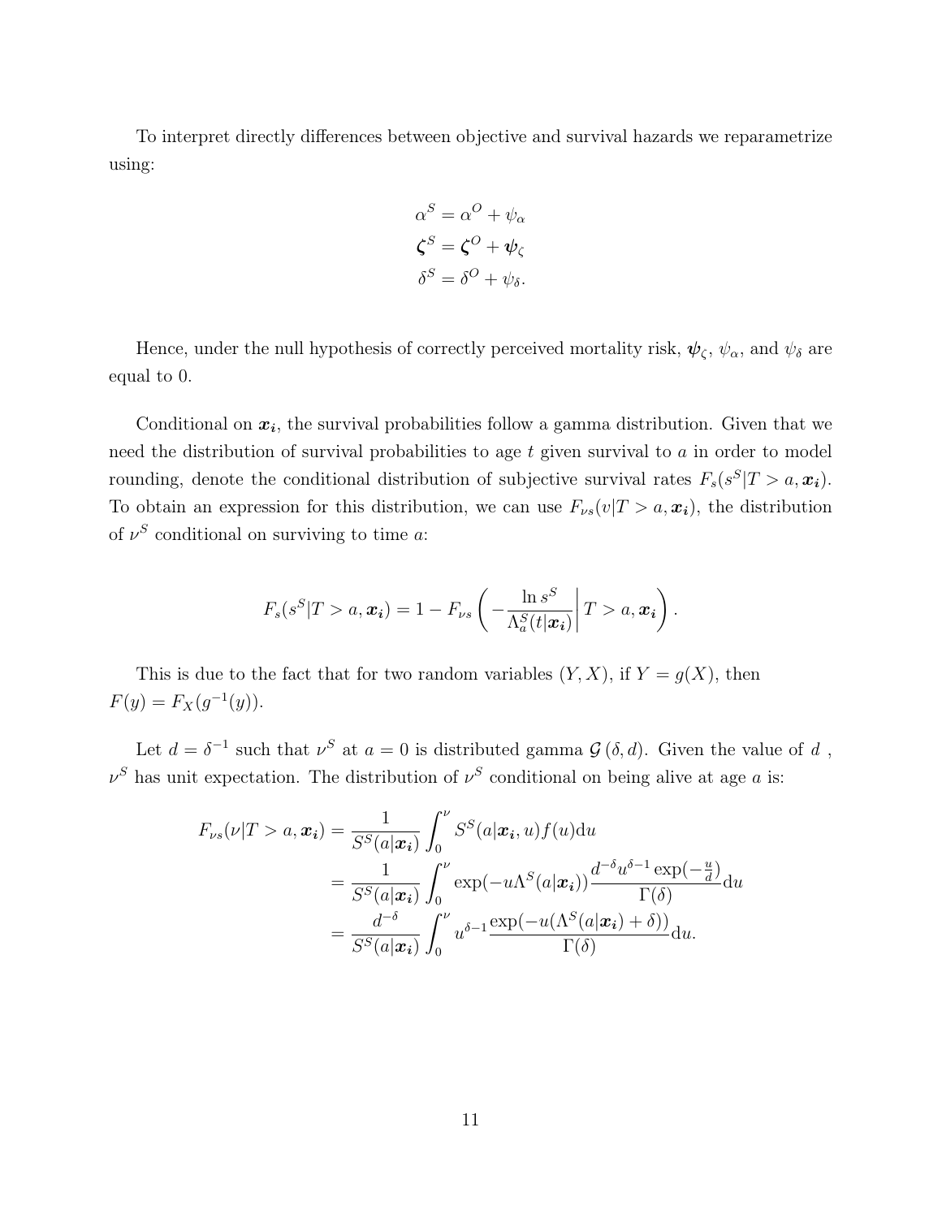To interpret directly differences between objective and survival hazards we reparametrize using:

$$
\begin{aligned}
\alpha^S &= \alpha^O + \psi_\alpha \\
\boldsymbol{\zeta}^S &= \boldsymbol{\zeta}^O + \boldsymbol{\psi}_\zeta \\
\delta^S &= \delta^O + \psi_\delta.
\end{aligned}
$$

Hence, under the null hypothesis of correctly perceived mortality risk, $\boldsymbol{\psi}_\zeta$, $\psi_\alpha$, and $\psi_\delta$ are equal to 0.

Conditional on $\boldsymbol{x_i}$, the survival probabilities follow a gamma distribution. Given that we need the distribution of survival probabilities to age $t$ given survival to $a$ in order to model rounding, denote the conditional distribution of subjective survival rates $F_s(s^S|T > a, \boldsymbol{x_i})$. To obtain an expression for this distribution, we can use $F_{\nu s}(v|T > a, \boldsymbol{x_i})$, the distribution of $\nu^S$ conditional on surviving to time $a$:

$$
F_s(s^S|T > a, \boldsymbol{x_i}) = 1 - F_{\nu s}\left( -\frac{\ln s^S}{\Lambda_a^S(t|\boldsymbol{x_i})} \middle| T > a, \boldsymbol{x_i} \right).
$$

This is due to the fact that for two random variables $(Y, X)$, if $Y = g(X)$, then $F(y) = F_X(g^{-1}(y))$.

Let $d = \delta^{-1}$ such that $\nu^S$ at $a = 0$ is distributed gamma $\mathcal{G}(\delta, d)$. Given the value of $d$ , $\nu^S$ has unit expectation. The distribution of $\nu^S$ conditional on being alive at age $a$ is:

$$
\begin{aligned}
F_{\nu s}(\nu|T > a, \boldsymbol{x_i}) &= \frac{1}{S^S(a|\boldsymbol{x_i})} \int_0^\nu S^S(a|\boldsymbol{x_i}, u) f(u) \mathrm{d}u \\
&= \frac{1}{S^S(a|\boldsymbol{x_i})} \int_0^\nu \exp(-u\Lambda^S(a|\boldsymbol{x_i})) \frac{d^{-\delta} u^{\delta-1} \exp(-\frac{u}{d})}{\Gamma(\delta)} \mathrm{d}u \\
&= \frac{d^{-\delta}}{S^S(a|\boldsymbol{x_i})} \int_0^\nu u^{\delta-1} \frac{\exp(-u(\Lambda^S(a|\boldsymbol{x_i}) + \delta))}{\Gamma(\delta)} \mathrm{d}u.
\end{aligned}
$$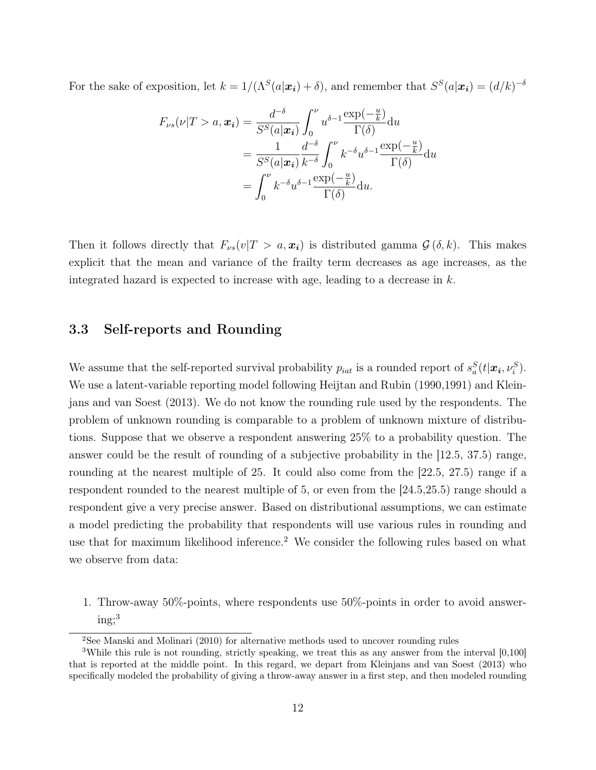For the sake of exposition, let $k = 1/(\Lambda^S(a|\boldsymbol{x_i}) + \delta)$, and remember that $S^S(a|\boldsymbol{x_i}) = (d/k)^{-\delta}$

$$
\begin{aligned}
F_{\nu s}(\nu|T > a, \boldsymbol{x_i}) &= \frac{d^{-\delta}}{S^S(a|\boldsymbol{x_i})} \int_0^{\nu} u^{\delta-1} \frac{\exp(-\frac{u}{k})}{\Gamma(\delta)} \mathrm{d}u \\
&= \frac{1}{S^S(a|\boldsymbol{x_i})} \frac{d^{-\delta}}{k^{-\delta}} \int_0^{\nu} k^{-\delta} u^{\delta-1} \frac{\exp(-\frac{u}{k})}{\Gamma(\delta)} \mathrm{d}u \\
&= \int_0^{\nu} k^{-\delta} u^{\delta-1} \frac{\exp(-\frac{u}{k})}{\Gamma(\delta)} \mathrm{d}u.
\end{aligned}
$$

Then it follows directly that $F_{\nu s}(v|T > a, \boldsymbol{x_i})$ is distributed gamma $\mathcal{G}(\delta, k)$. This makes explicit that the mean and variance of the frailty term decreases as age increases, as the integrated hazard is expected to increase with age, leading to a decrease in $k$.

### 3.3 Self-reports and Rounding

We assume that the self-reported survival probability $p_{iat}$ is a rounded report of $s_a^S(t|\boldsymbol{x_i}, \nu_i^S)$. We use a latent-variable reporting model following Heijtan and Rubin (1990,1991) and Kleinjans and van Soest (2013). We do not know the rounding rule used by the respondents. The problem of unknown rounding is comparable to a problem of unknown mixture of distributions. Suppose that we observe a respondent answering 25% to a probability question. The answer could be the result of rounding of a subjective probability in the [12.5, 37.5) range, rounding at the nearest multiple of 25. It could also come from the [22.5, 27.5) range if a respondent rounded to the nearest multiple of 5, or even from the [24.5,25.5) range should a respondent give a very precise answer. Based on distributional assumptions, we can estimate a model predicting the probability that respondents will use various rules in rounding and use that for maximum likelihood inference.[2] We consider the following rules based on what we observe from data:

1. Throw-away 50%-points, where respondents use 50%-points in order to avoid answering;[3]

[2] See Manski and Molinari (2010) for alternative methods used to uncover rounding rules

[3] While this rule is not rounding, strictly speaking, we treat this as any answer from the interval [0,100] that is reported at the middle point. In this regard, we depart from Kleinjans and van Soest (2013) who specifically modeled the probability of giving a throw-away answer in a first step, and then modeled rounding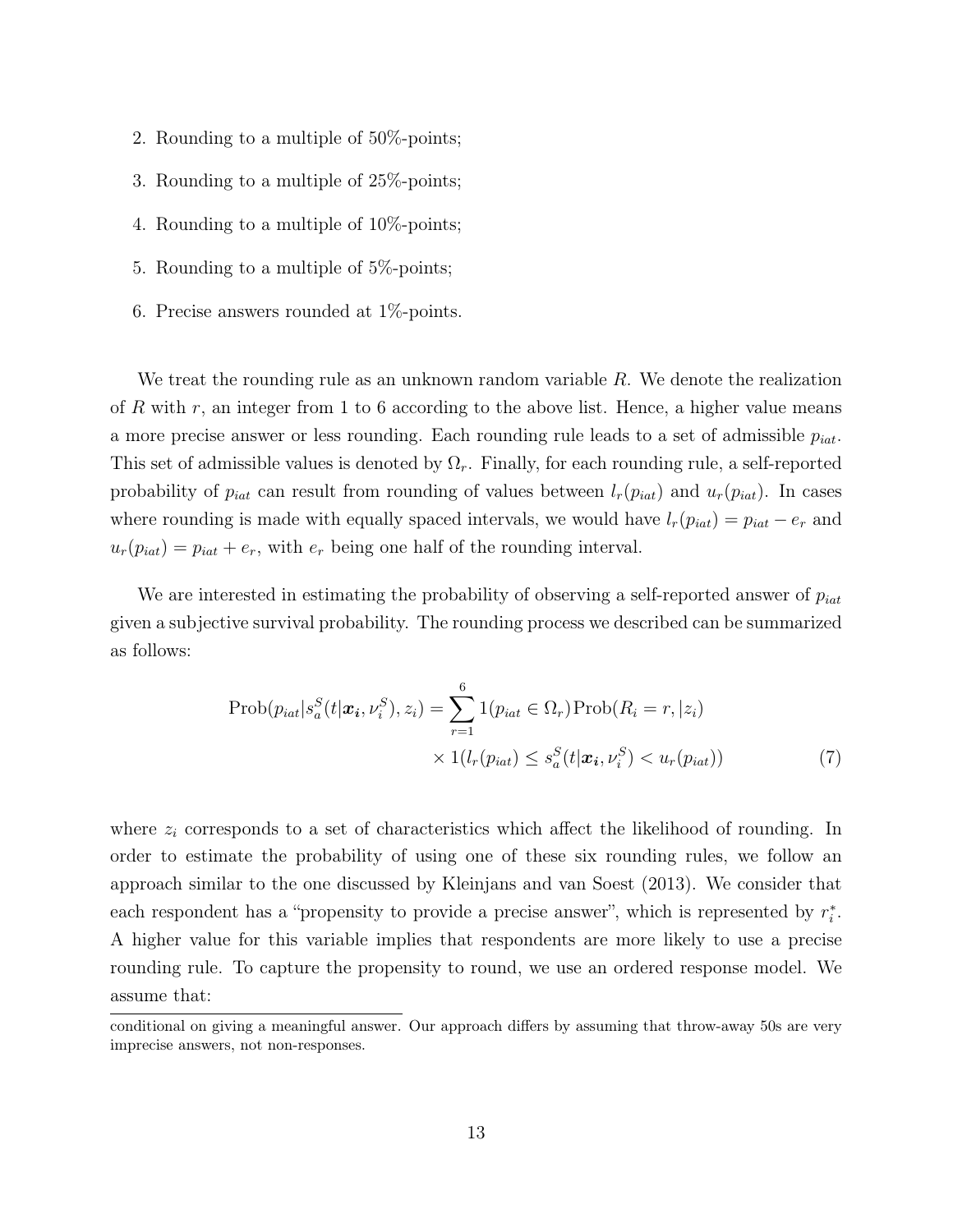2. Rounding to a multiple of 50%-points;
3. Rounding to a multiple of 25%-points;
4. Rounding to a multiple of 10%-points;
5. Rounding to a multiple of 5%-points;
6. Precise answers rounded at 1%-points.

We treat the rounding rule as an unknown random variable $R$. We denote the realization of $R$ with $r$, an integer from 1 to 6 according to the above list. Hence, a higher value means a more precise answer or less rounding. Each rounding rule leads to a set of admissible $p_{iat}$. This set of admissible values is denoted by $\Omega_r$. Finally, for each rounding rule, a self-reported probability of $p_{iat}$ can result from rounding of values between $l_r(p_{iat})$ and $u_r(p_{iat})$. In cases where rounding is made with equally spaced intervals, we would have $l_r(p_{iat}) = p_{iat} - e_r$ and $u_r(p_{iat}) = p_{iat} + e_r$, with $e_r$ being one half of the rounding interval.

We are interested in estimating the probability of observing a self-reported answer of $p_{iat}$ given a subjective survival probability. The rounding process we described can be summarized as follows:

$$
\begin{aligned}
\text{Prob}(p_{iat}|s_a^S(t|\boldsymbol{x_i}, \nu_i^S), z_i) = \sum_{r=1}^{6} & 1(p_{iat} \in \Omega_r)\text{Prob}(R_i = r, |z_i) \\
& \times 1(l_r(p_{iat}) \leq s_a^S(t|\boldsymbol{x_i}, \nu_i^S) < u_r(p_{iat}))
\end{aligned} \tag{7}
$$

where $z_i$ corresponds to a set of characteristics which affect the likelihood of rounding. In order to estimate the probability of using one of these six rounding rules, we follow an approach similar to the one discussed by Kleinjans and van Soest (2013). We consider that each respondent has a "propensity to provide a precise answer", which is represented by $r_i^*$. A higher value for this variable implies that respondents are more likely to use a precise rounding rule. To capture the propensity to round, we use an ordered response model. We assume that:

conditional on giving a meaningful answer. Our approach differs by assuming that throw-away 50s are very imprecise answers, not non-responses.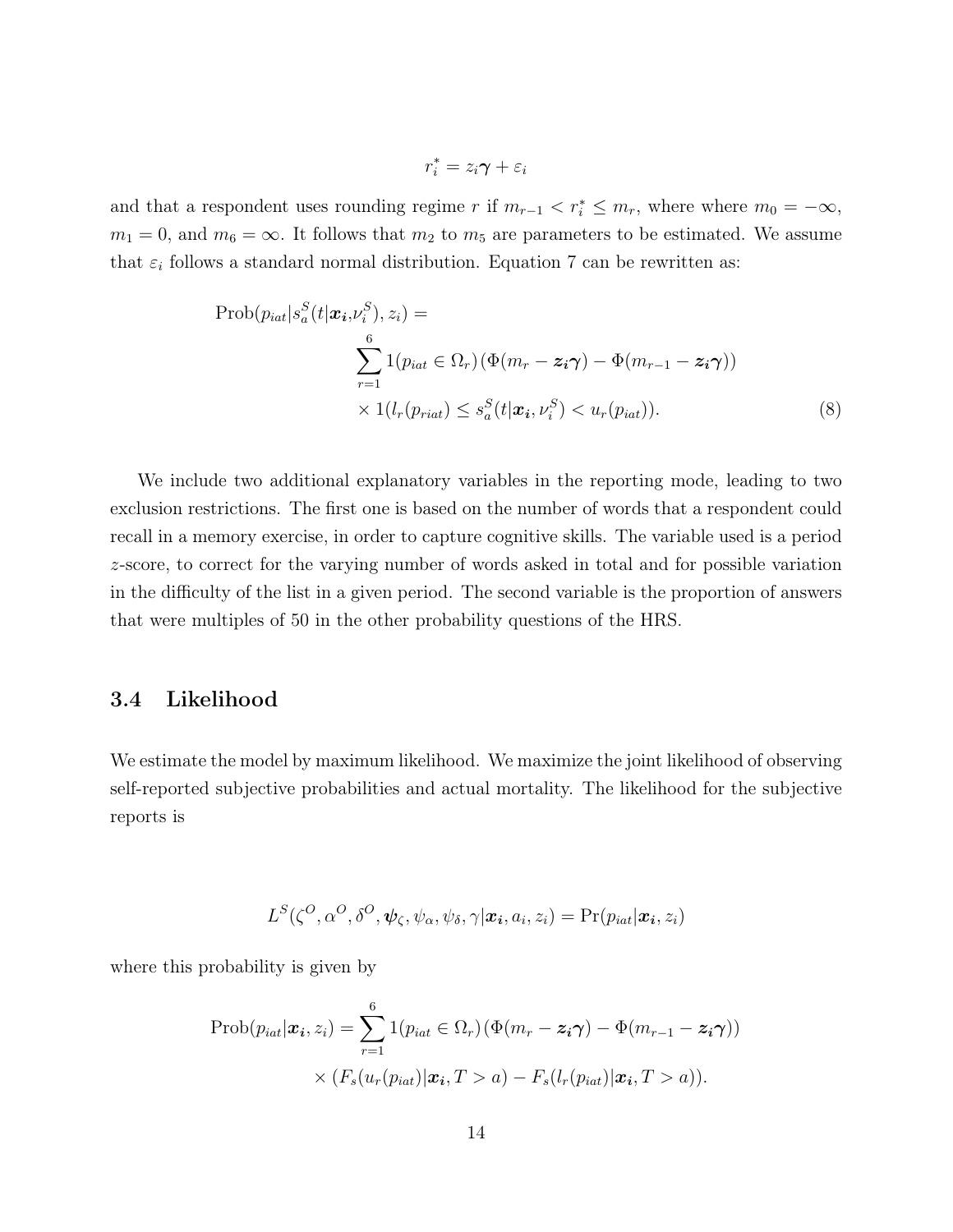$$r_i^* = z_i\boldsymbol{\gamma} + \varepsilon_i$$

and that a respondent uses rounding regime $r$ if $m_{r-1} < r_i^* \leq m_r$, where where $m_0 = -\infty$, $m_1 = 0$, and $m_6 = \infty$. It follows that $m_2$ to $m_5$ are parameters to be estimated. We assume that $\varepsilon_i$ follows a standard normal distribution. Equation 7 can be rewritten as:

$$\begin{aligned}
\text{Prob}(p_{iat}|s_a^S(t|\boldsymbol{x_i},\nu_i^S), z_i) = & \\
& \sum_{r=1}^{6} 1(p_{iat} \in \Omega_r)\left(\Phi(m_r - \boldsymbol{z_i\gamma}) - \Phi(m_{r-1} - \boldsymbol{z_i\gamma})\right) \\
& \times 1(l_r(p_{riat}) \leq s_a^S(t|\boldsymbol{x_i}, \nu_i^S) < u_r(p_{iat})). \qquad (8)
\end{aligned}$$

We include two additional explanatory variables in the reporting mode, leading to two exclusion restrictions. The first one is based on the number of words that a respondent could recall in a memory exercise, in order to capture cognitive skills. The variable used is a period $z$-score, to correct for the varying number of words asked in total and for possible variation in the difficulty of the list in a given period. The second variable is the proportion of answers that were multiples of 50 in the other probability questions of the HRS.

### 3.4 Likelihood

We estimate the model by maximum likelihood. We maximize the joint likelihood of observing self-reported subjective probabilities and actual mortality. The likelihood for the subjective reports is

$$L^S(\zeta^O, \alpha^O, \delta^O, \boldsymbol{\psi}_\zeta, \psi_\alpha, \psi_\delta, \gamma|\boldsymbol{x_i}, a_i, z_i) = \Pr(p_{iat}|\boldsymbol{x_i}, z_i)$$

where this probability is given by

$$\begin{aligned}
\text{Prob}(p_{iat}|\boldsymbol{x_i}, z_i) = & \sum_{r=1}^{6} 1(p_{iat} \in \Omega_r)\left(\Phi(m_r - \boldsymbol{z_i\gamma}) - \Phi(m_{r-1} - \boldsymbol{z_i\gamma})\right) \\
& \times (F_s(u_r(p_{iat})|\boldsymbol{x_i}, T > a) - F_s(l_r(p_{iat})|\boldsymbol{x_i}, T > a)).
\end{aligned}$$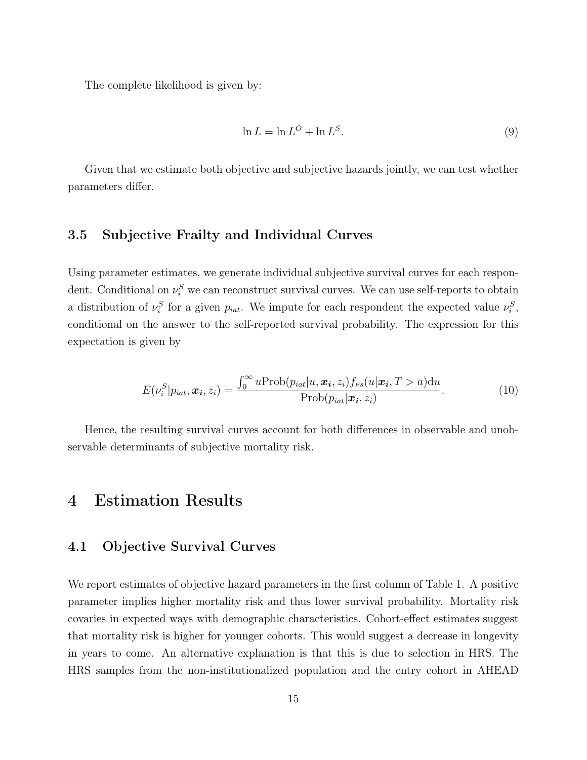The complete likelihood is given by:

$$\ln L = \ln L^O + \ln L^S. \tag{9}$$

Given that we estimate both objective and subjective hazards jointly, we can test whether parameters differ.

### 3.5 Subjective Frailty and Individual Curves

Using parameter estimates, we generate individual subjective survival curves for each respondent. Conditional on $\nu_i^S$ we can reconstruct survival curves. We can use self-reports to obtain a distribution of $\nu_i^S$ for a given $p_{iat}$. We impute for each respondent the expected value $\nu_i^S$, conditional on the answer to the self-reported survival probability. The expression for this expectation is given by

$$E(\nu_i^S | p_{iat}, \boldsymbol{x_i}, z_i) = \frac{\int_0^\infty u \text{Prob}(p_{iat} | u, \boldsymbol{x_i}, z_i) f_{\nu S}(u | \boldsymbol{x_i}, T > a) \mathrm{d}u}{\text{Prob}(p_{iat} | \boldsymbol{x_i}, z_i)}. \tag{10}$$

Hence, the resulting survival curves account for both differences in observable and unobservable determinants of subjective mortality risk.

## 4 Estimation Results

### 4.1 Objective Survival Curves

We report estimates of objective hazard parameters in the first column of Table 1. A positive parameter implies higher mortality risk and thus lower survival probability. Mortality risk covaries in expected ways with demographic characteristics. Cohort-effect estimates suggest that mortality risk is higher for younger cohorts. This would suggest a decrease in longevity in years to come. An alternative explanation is that this is due to selection in HRS. The HRS samples from the non-institutionalized population and the entry cohort in AHEAD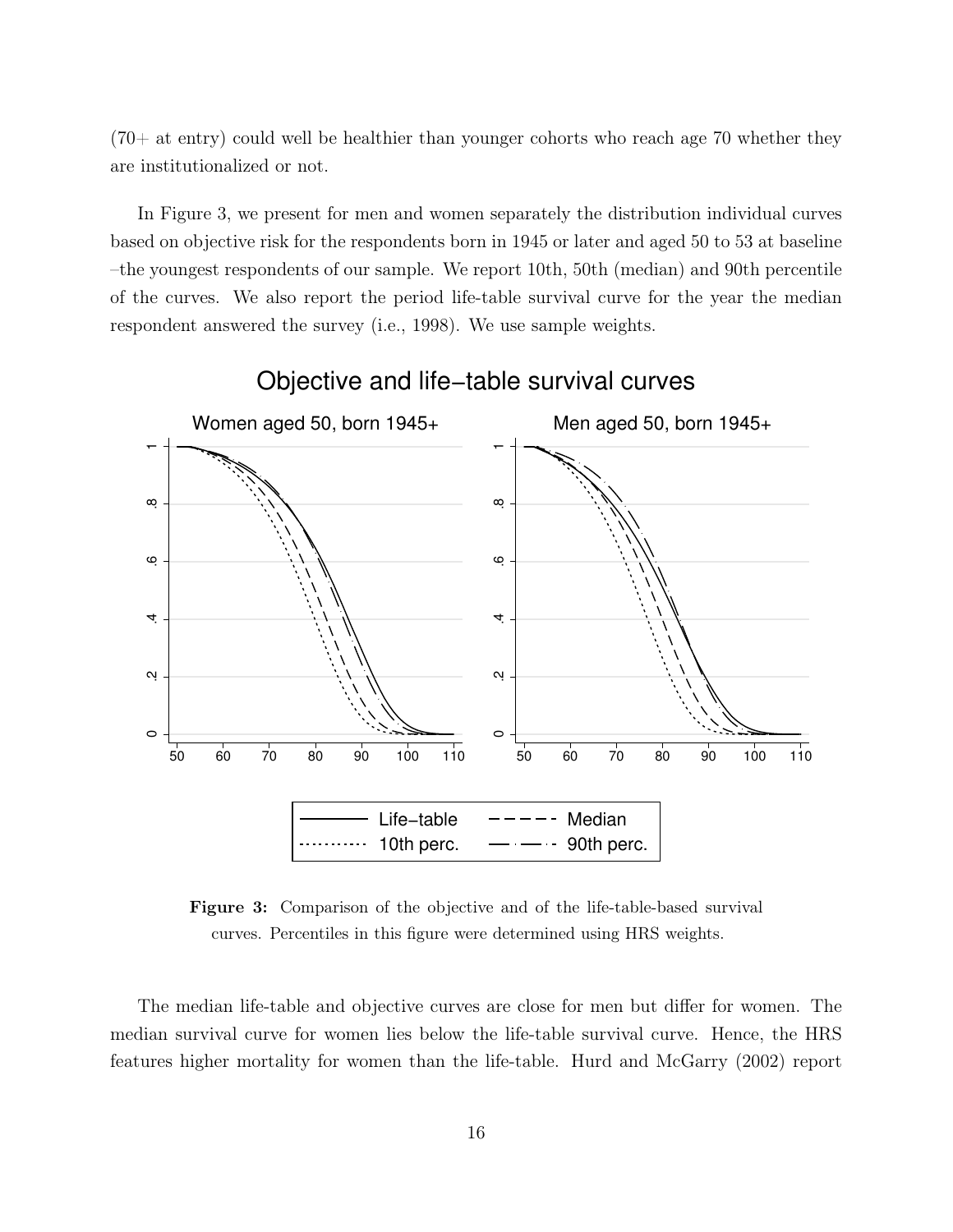(70+ at entry) could well be healthier than younger cohorts who reach age 70 whether they are institutionalized or not.

In Figure 3, we present for men and women separately the distribution individual curves based on objective risk for the respondents born in 1945 or later and aged 50 to 53 at baseline –the youngest respondents of our sample. We report 10th, 50th (median) and 90th percentile of the curves. We also report the period life-table survival curve for the year the median respondent answered the survey (i.e., 1998). We use sample weights.

**Figure 3:** Comparison of the objective and of the life-table-based survival curves. Percentiles in this figure were determined using HRS weights.

The median life-table and objective curves are close for men but differ for women. The median survival curve for women lies below the life-table survival curve. Hence, the HRS features higher mortality for women than the life-table. Hurd and McGarry (2002) report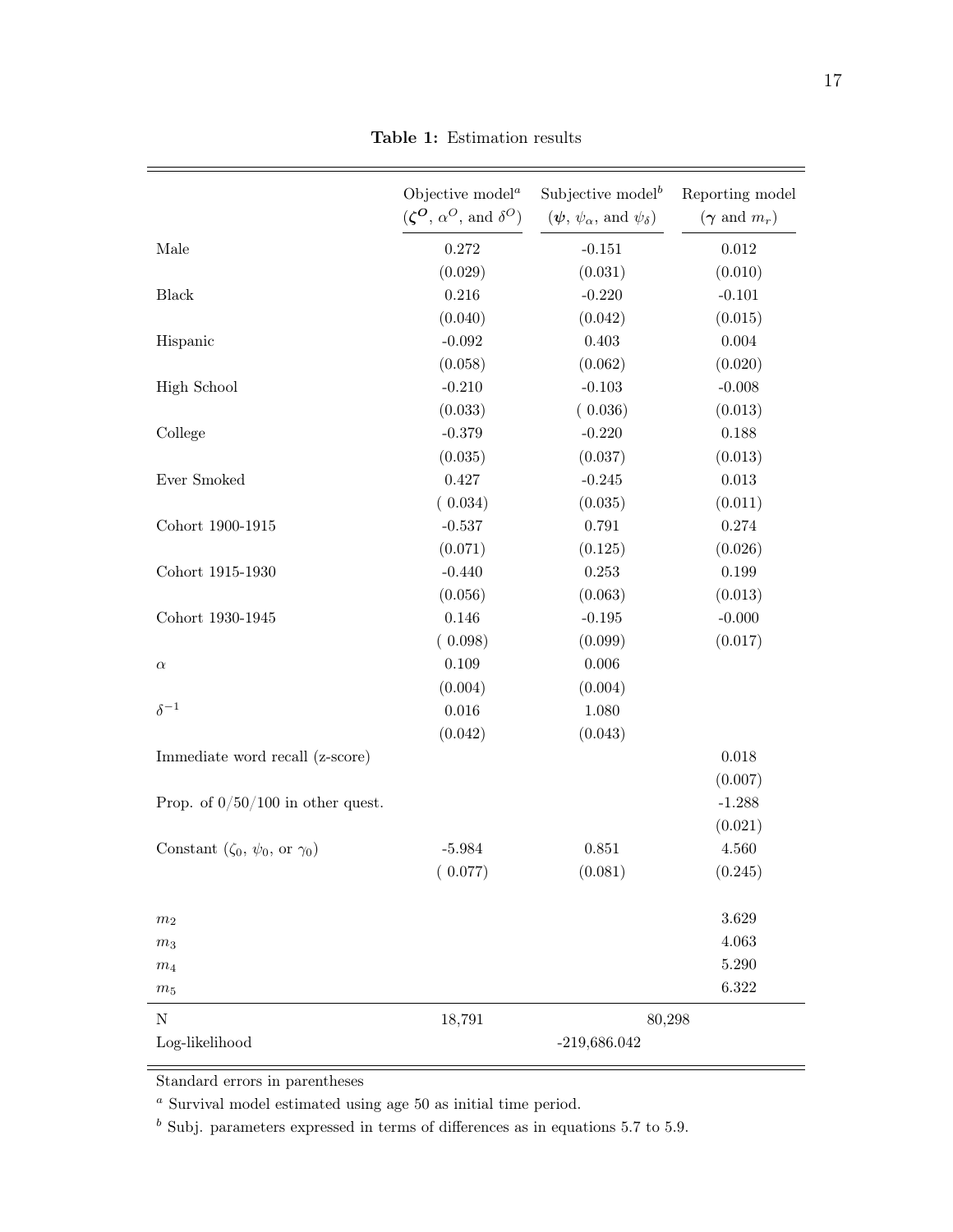**Table 1:** Estimation results

| | Objective model[a] ($\boldsymbol{\zeta^O}$, $\alpha^O$, and $\delta^O$) | Subjective model[b] ($\boldsymbol{\psi}$, $\psi_\alpha$, and $\psi_\delta$) | Reporting model ($\boldsymbol{\gamma}$ and $m_r$) |
|---|---|---|---|
| Male | 0.272 | -0.151 | 0.012 |
| | (0.029) | (0.031) | (0.010) |
| Black | 0.216 | -0.220 | -0.101 |
| | (0.040) | (0.042) | (0.015) |
| Hispanic | -0.092 | 0.403 | 0.004 |
| | (0.058) | (0.062) | (0.020) |
| High School | -0.210 | -0.103 | -0.008 |
| | (0.033) | ( 0.036) | (0.013) |
| College | -0.379 | -0.220 | 0.188 |
| | (0.035) | (0.037) | (0.013) |
| Ever Smoked | 0.427 | -0.245 | 0.013 |
| | ( 0.034) | (0.035) | (0.011) |
| Cohort 1900-1915 | -0.537 | 0.791 | 0.274 |
| | (0.071) | (0.125) | (0.026) |
| Cohort 1915-1930 | -0.440 | 0.253 | 0.199 |
| | (0.056) | (0.063) | (0.013) |
| Cohort 1930-1945 | 0.146 | -0.195 | -0.000 |
| | ( 0.098) | (0.099) | (0.017) |
| $\alpha$ | 0.109 | 0.006 | |
| | (0.004) | (0.004) | |
| $\delta^{-1}$ | 0.016 | 1.080 | |
| | (0.042) | (0.043) | |
| Immediate word recall (z-score) | | | 0.018 |
| | | | (0.007) |
| Prop. of 0/50/100 in other quest. | | | -1.288 |
| | | | (0.021) |
| Constant ($\zeta_0$, $\psi_0$, or $\gamma_0$) | -5.984 | 0.851 | 4.560 |
| | ( 0.077) | (0.081) | (0.245) |
| $m_2$ | | | 3.629 |
| $m_3$ | | | 4.063 |
| $m_4$ | | | 5.290 |
| $m_5$ | | | 6.322 |
| N | 18,791 | 80,298 | |
| Log-likelihood | | -219,686.042 | |

Standard errors in parentheses

[a] Survival model estimated using age 50 as initial time period.

[b] Subj. parameters expressed in terms of differences as in equations 5.7 to 5.9.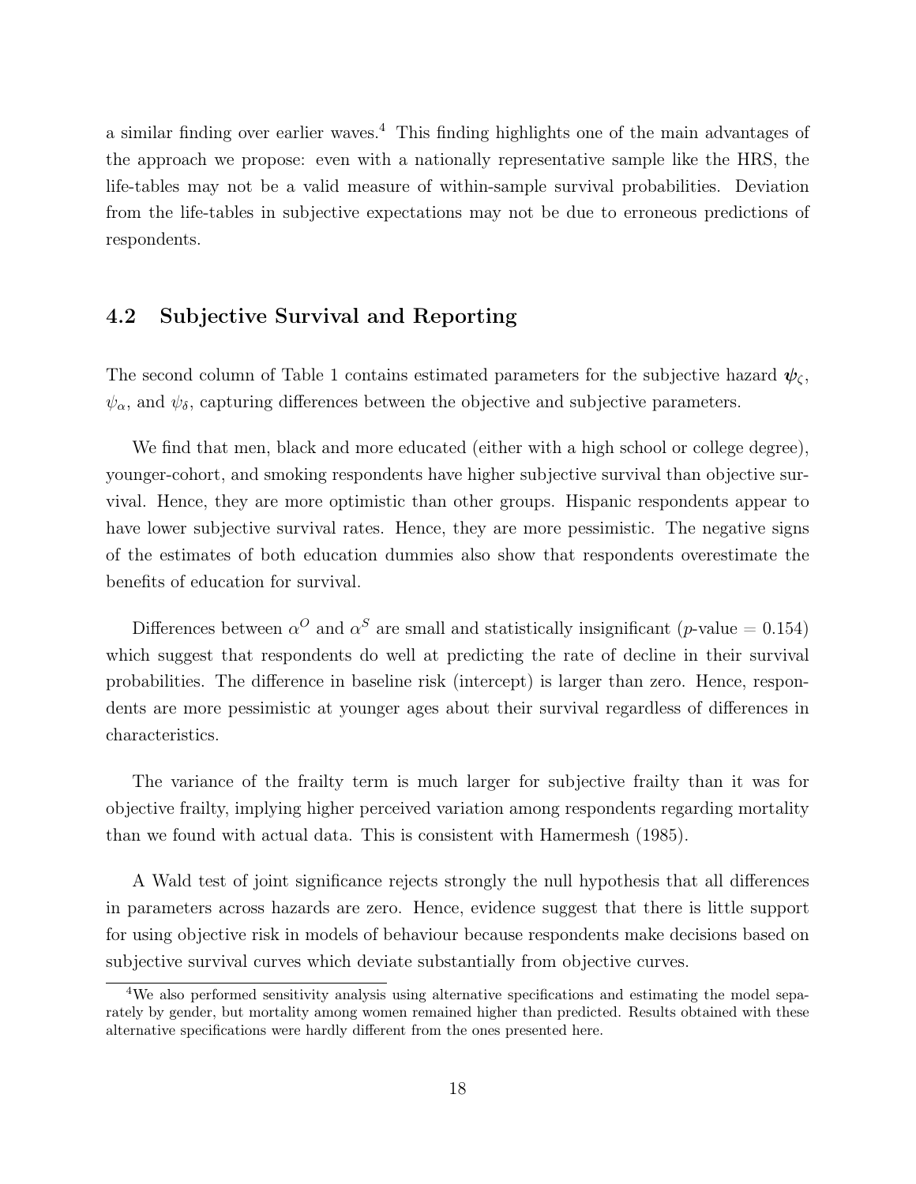a similar finding over earlier waves.[4] This finding highlights one of the main advantages of the approach we propose: even with a nationally representative sample like the HRS, the life-tables may not be a valid measure of within-sample survival probabilities. Deviation from the life-tables in subjective expectations may not be due to erroneous predictions of respondents.

## 4.2 Subjective Survival and Reporting

The second column of Table 1 contains estimated parameters for the subjective hazard $\boldsymbol{\psi}_\zeta$, $\psi_\alpha$, and $\psi_\delta$, capturing differences between the objective and subjective parameters.

We find that men, black and more educated (either with a high school or college degree), younger-cohort, and smoking respondents have higher subjective survival than objective survival. Hence, they are more optimistic than other groups. Hispanic respondents appear to have lower subjective survival rates. Hence, they are more pessimistic. The negative signs of the estimates of both education dummies also show that respondents overestimate the benefits of education for survival.

Differences between $\alpha^O$ and $\alpha^S$ are small and statistically insignificant ($p$-value = 0.154) which suggest that respondents do well at predicting the rate of decline in their survival probabilities. The difference in baseline risk (intercept) is larger than zero. Hence, respondents are more pessimistic at younger ages about their survival regardless of differences in characteristics.

The variance of the frailty term is much larger for subjective frailty than it was for objective frailty, implying higher perceived variation among respondents regarding mortality than we found with actual data. This is consistent with Hamermesh (1985).

A Wald test of joint significance rejects strongly the null hypothesis that all differences in parameters across hazards are zero. Hence, evidence suggest that there is little support for using objective risk in models of behaviour because respondents make decisions based on subjective survival curves which deviate substantially from objective curves.

[4] We also performed sensitivity analysis using alternative specifications and estimating the model separately by gender, but mortality among women remained higher than predicted. Results obtained with these alternative specifications were hardly different from the ones presented here.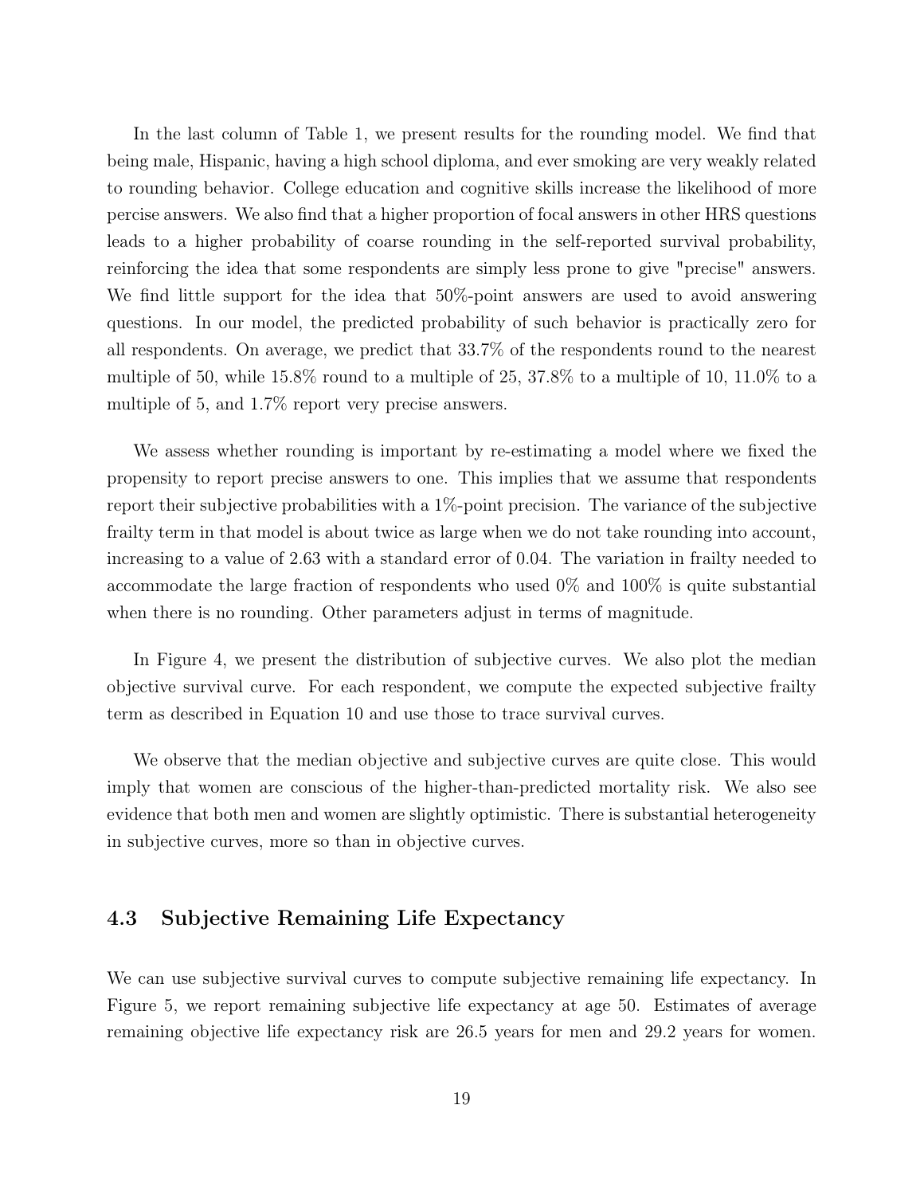In the last column of Table 1, we present results for the rounding model. We find that being male, Hispanic, having a high school diploma, and ever smoking are very weakly related to rounding behavior. College education and cognitive skills increase the likelihood of more percise answers. We also find that a higher proportion of focal answers in other HRS questions leads to a higher probability of coarse rounding in the self-reported survival probability, reinforcing the idea that some respondents are simply less prone to give "precise" answers. We find little support for the idea that 50%-point answers are used to avoid answering questions. In our model, the predicted probability of such behavior is practically zero for all respondents. On average, we predict that 33.7% of the respondents round to the nearest multiple of 50, while 15.8% round to a multiple of 25, 37.8% to a multiple of 10, 11.0% to a multiple of 5, and 1.7% report very precise answers.

We assess whether rounding is important by re-estimating a model where we fixed the propensity to report precise answers to one. This implies that we assume that respondents report their subjective probabilities with a 1%-point precision. The variance of the subjective frailty term in that model is about twice as large when we do not take rounding into account, increasing to a value of 2.63 with a standard error of 0.04. The variation in frailty needed to accommodate the large fraction of respondents who used 0% and 100% is quite substantial when there is no rounding. Other parameters adjust in terms of magnitude.

In Figure 4, we present the distribution of subjective curves. We also plot the median objective survival curve. For each respondent, we compute the expected subjective frailty term as described in Equation 10 and use those to trace survival curves.

We observe that the median objective and subjective curves are quite close. This would imply that women are conscious of the higher-than-predicted mortality risk. We also see evidence that both men and women are slightly optimistic. There is substantial heterogeneity in subjective curves, more so than in objective curves.

### 4.3 Subjective Remaining Life Expectancy

We can use subjective survival curves to compute subjective remaining life expectancy. In Figure 5, we report remaining subjective life expectancy at age 50. Estimates of average remaining objective life expectancy risk are 26.5 years for men and 29.2 years for women.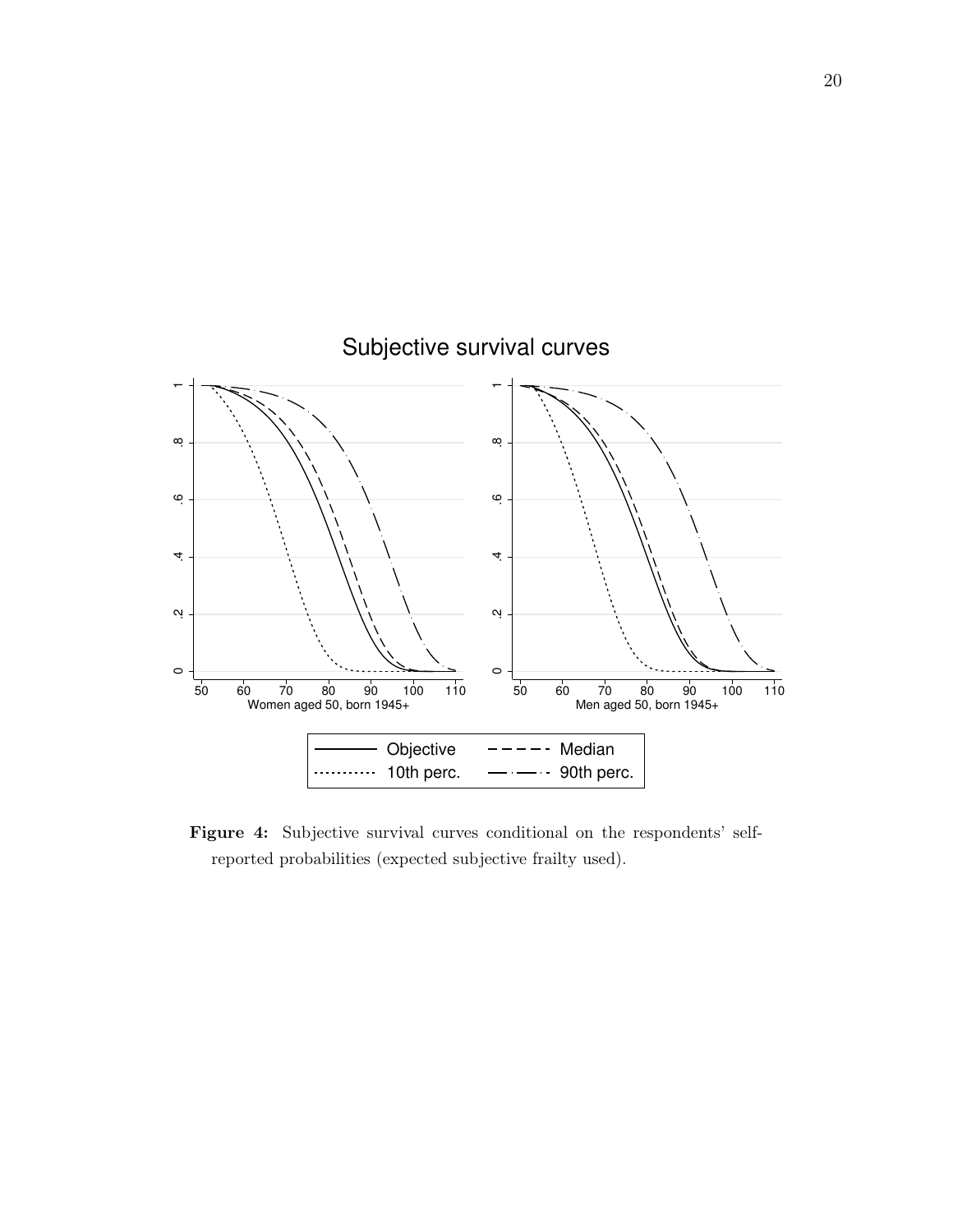**Figure 4:** Subjective survival curves conditional on the respondents' self-reported probabilities (expected subjective frailty used).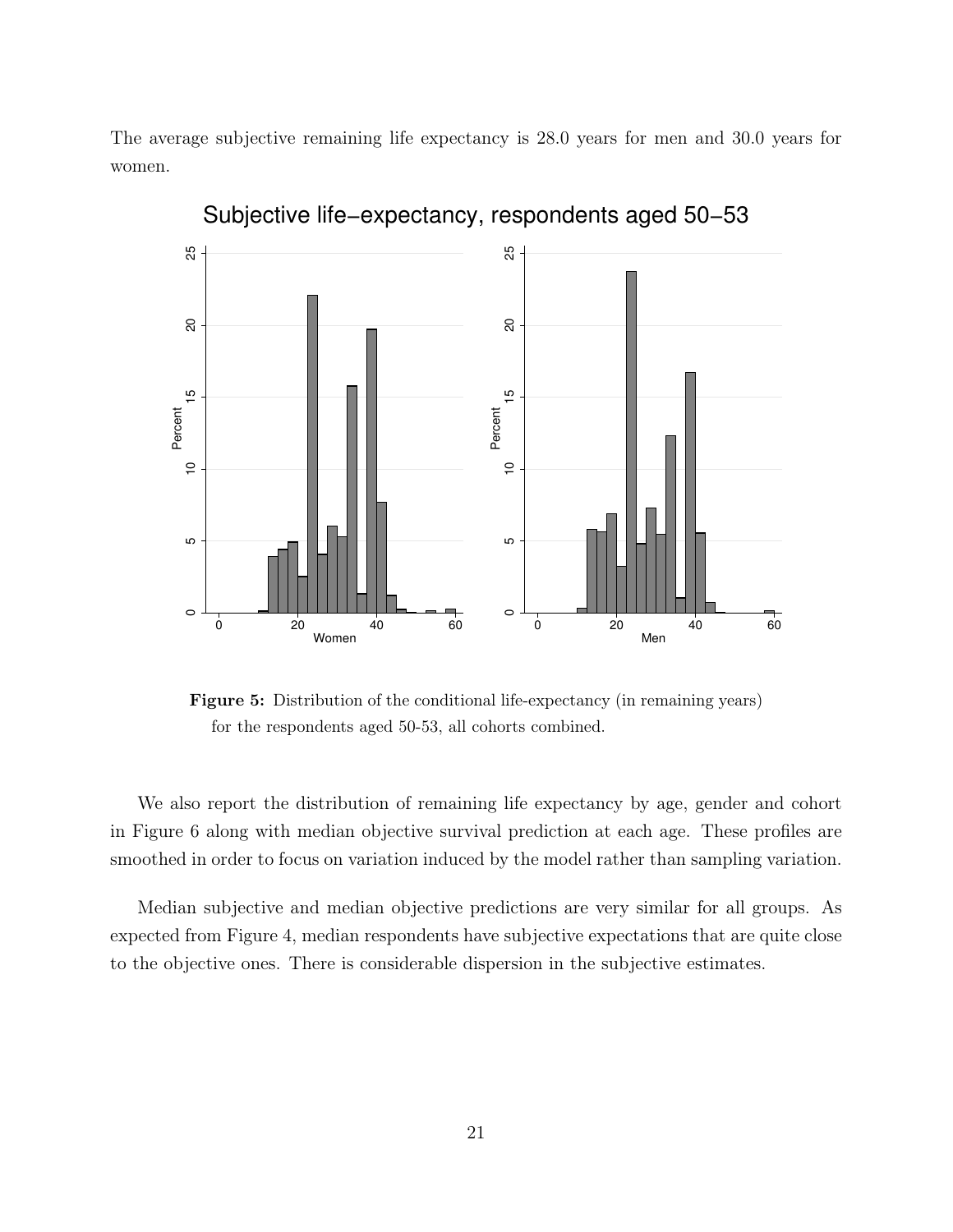The average subjective remaining life expectancy is 28.0 years for men and 30.0 years for women.

**Figure 5:** Distribution of the conditional life-expectancy (in remaining years) for the respondents aged 50-53, all cohorts combined.

We also report the distribution of remaining life expectancy by age, gender and cohort in Figure 6 along with median objective survival prediction at each age. These profiles are smoothed in order to focus on variation induced by the model rather than sampling variation.

Median subjective and median objective predictions are very similar for all groups. As expected from Figure 4, median respondents have subjective expectations that are quite close to the objective ones. There is considerable dispersion in the subjective estimates.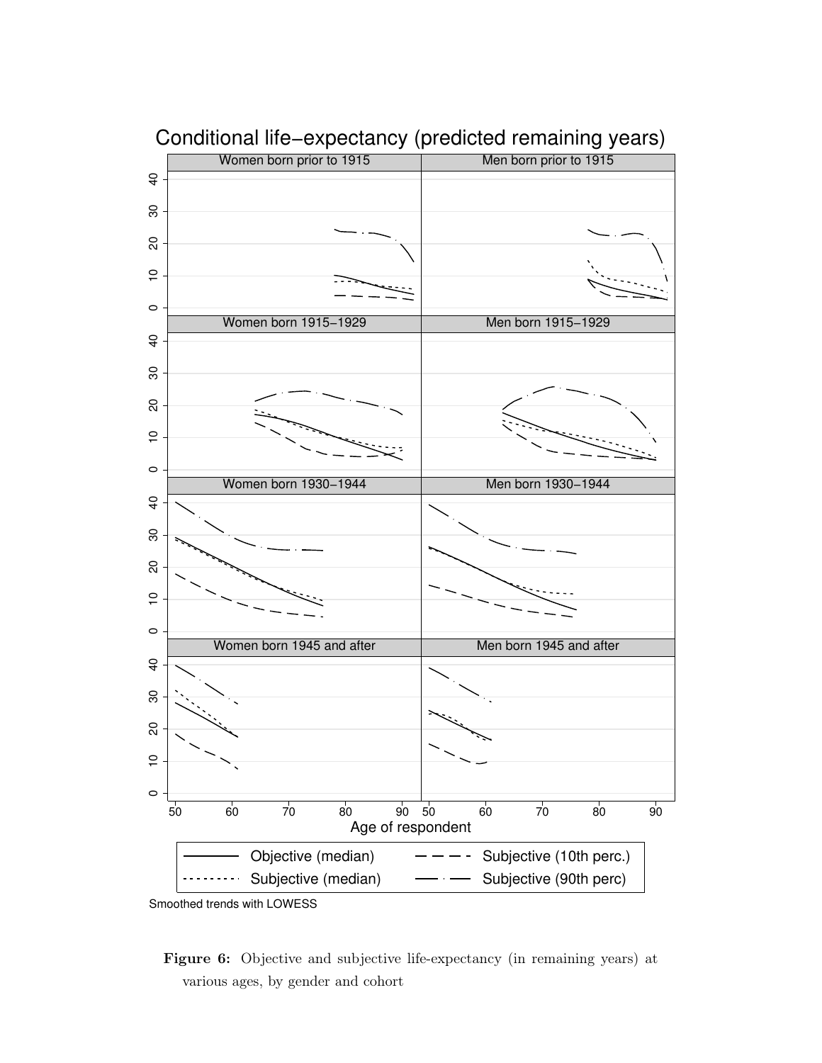Figure 6: Objective and subjective life-expectancy (in remaining years) at various ages, by gender and cohort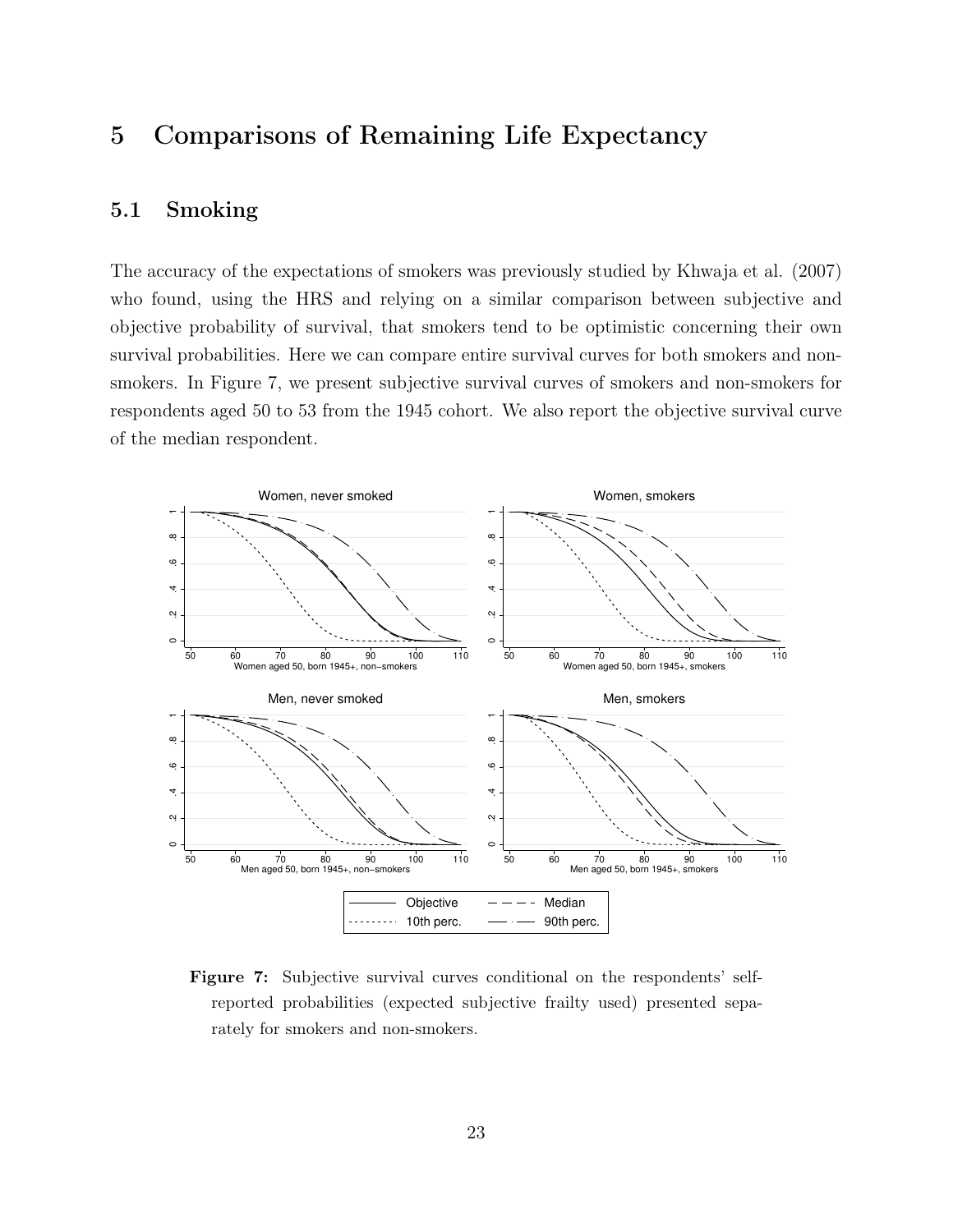# 5 Comparisons of Remaining Life Expectancy

## 5.1 Smoking

The accuracy of the expectations of smokers was previously studied by Khwaja et al. (2007) who found, using the HRS and relying on a similar comparison between subjective and objective probability of survival, that smokers tend to be optimistic concerning their own survival probabilities. Here we can compare entire survival curves for both smokers and non-smokers. In Figure 7, we present subjective survival curves of smokers and non-smokers for respondents aged 50 to 53 from the 1945 cohort. We also report the objective survival curve of the median respondent.

**Figure 7:** Subjective survival curves conditional on the respondents' self-reported probabilities (expected subjective frailty used) presented separately for smokers and non-smokers.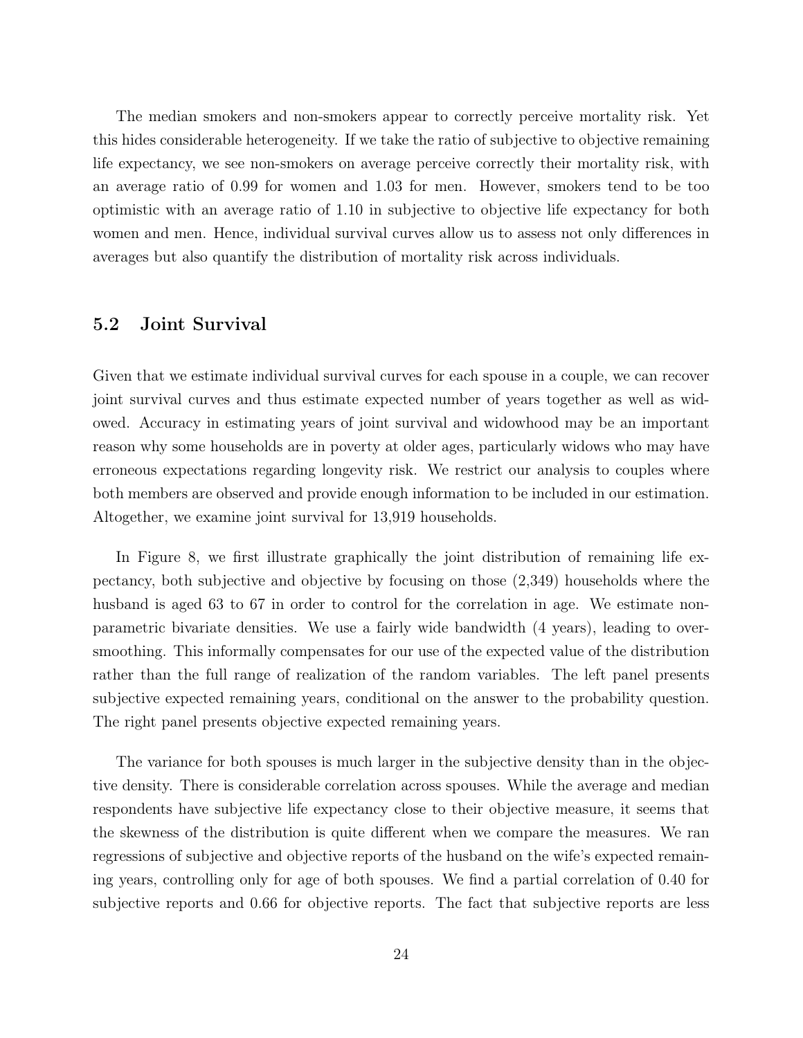The median smokers and non-smokers appear to correctly perceive mortality risk. Yet this hides considerable heterogeneity. If we take the ratio of subjective to objective remaining life expectancy, we see non-smokers on average perceive correctly their mortality risk, with an average ratio of 0.99 for women and 1.03 for men. However, smokers tend to be too optimistic with an average ratio of 1.10 in subjective to objective life expectancy for both women and men. Hence, individual survival curves allow us to assess not only differences in averages but also quantify the distribution of mortality risk across individuals.

## 5.2 Joint Survival

Given that we estimate individual survival curves for each spouse in a couple, we can recover joint survival curves and thus estimate expected number of years together as well as widowed. Accuracy in estimating years of joint survival and widowhood may be an important reason why some households are in poverty at older ages, particularly widows who may have erroneous expectations regarding longevity risk. We restrict our analysis to couples where both members are observed and provide enough information to be included in our estimation. Altogether, we examine joint survival for 13,919 households.

In Figure 8, we first illustrate graphically the joint distribution of remaining life expectancy, both subjective and objective by focusing on those (2,349) households where the husband is aged 63 to 67 in order to control for the correlation in age. We estimate non-parametric bivariate densities. We use a fairly wide bandwidth (4 years), leading to over-smoothing. This informally compensates for our use of the expected value of the distribution rather than the full range of realization of the random variables. The left panel presents subjective expected remaining years, conditional on the answer to the probability question. The right panel presents objective expected remaining years.

The variance for both spouses is much larger in the subjective density than in the objective density. There is considerable correlation across spouses. While the average and median respondents have subjective life expectancy close to their objective measure, it seems that the skewness of the distribution is quite different when we compare the measures. We ran regressions of subjective and objective reports of the husband on the wife's expected remaining years, controlling only for age of both spouses. We find a partial correlation of 0.40 for subjective reports and 0.66 for objective reports. The fact that subjective reports are less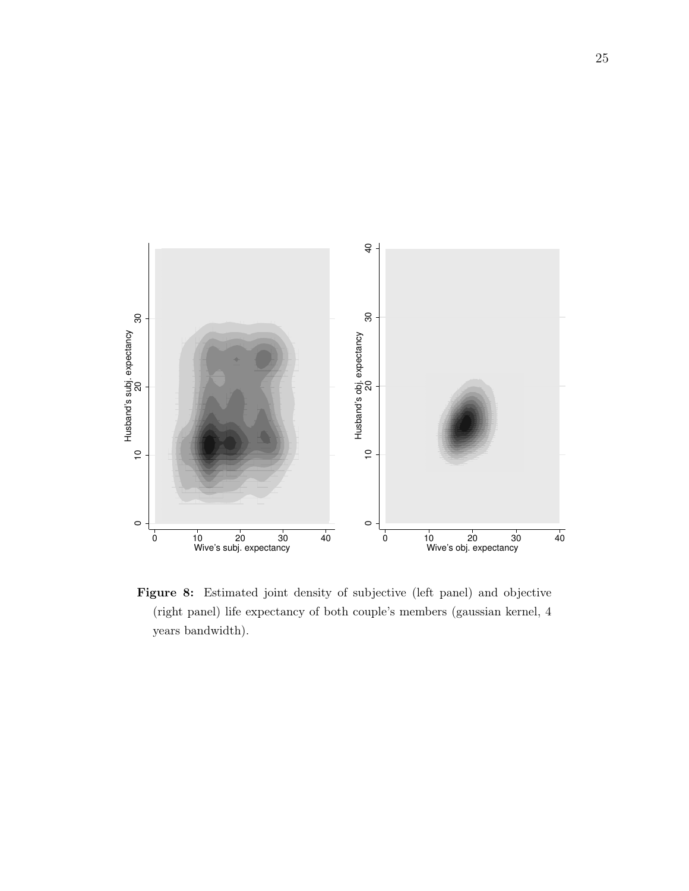**Figure 8:** Estimated joint density of subjective (left panel) and objective (right panel) life expectancy of both couple's members (gaussian kernel, 4 years bandwidth).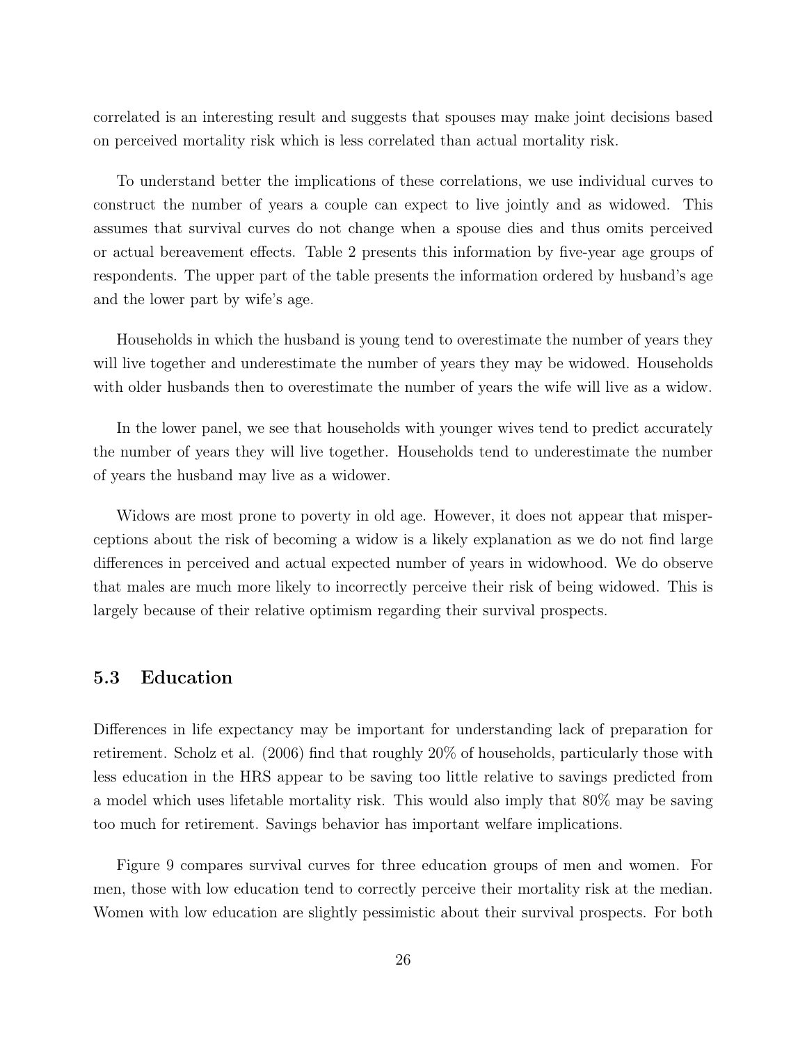correlated is an interesting result and suggests that spouses may make joint decisions based on perceived mortality risk which is less correlated than actual mortality risk.

To understand better the implications of these correlations, we use individual curves to construct the number of years a couple can expect to live jointly and as widowed. This assumes that survival curves do not change when a spouse dies and thus omits perceived or actual bereavement effects. Table 2 presents this information by five-year age groups of respondents. The upper part of the table presents the information ordered by husband's age and the lower part by wife's age.

Households in which the husband is young tend to overestimate the number of years they will live together and underestimate the number of years they may be widowed. Households with older husbands then to overestimate the number of years the wife will live as a widow.

In the lower panel, we see that households with younger wives tend to predict accurately the number of years they will live together. Households tend to underestimate the number of years the husband may live as a widower.

Widows are most prone to poverty in old age. However, it does not appear that misperceptions about the risk of becoming a widow is a likely explanation as we do not find large differences in perceived and actual expected number of years in widowhood. We do observe that males are much more likely to incorrectly perceive their risk of being widowed. This is largely because of their relative optimism regarding their survival prospects.

### 5.3 Education

Differences in life expectancy may be important for understanding lack of preparation for retirement. Scholz et al. (2006) find that roughly 20% of households, particularly those with less education in the HRS appear to be saving too little relative to savings predicted from a model which uses lifetable mortality risk. This would also imply that 80% may be saving too much for retirement. Savings behavior has important welfare implications.

Figure 9 compares survival curves for three education groups of men and women. For men, those with low education tend to correctly perceive their mortality risk at the median. Women with low education are slightly pessimistic about their survival prospects. For both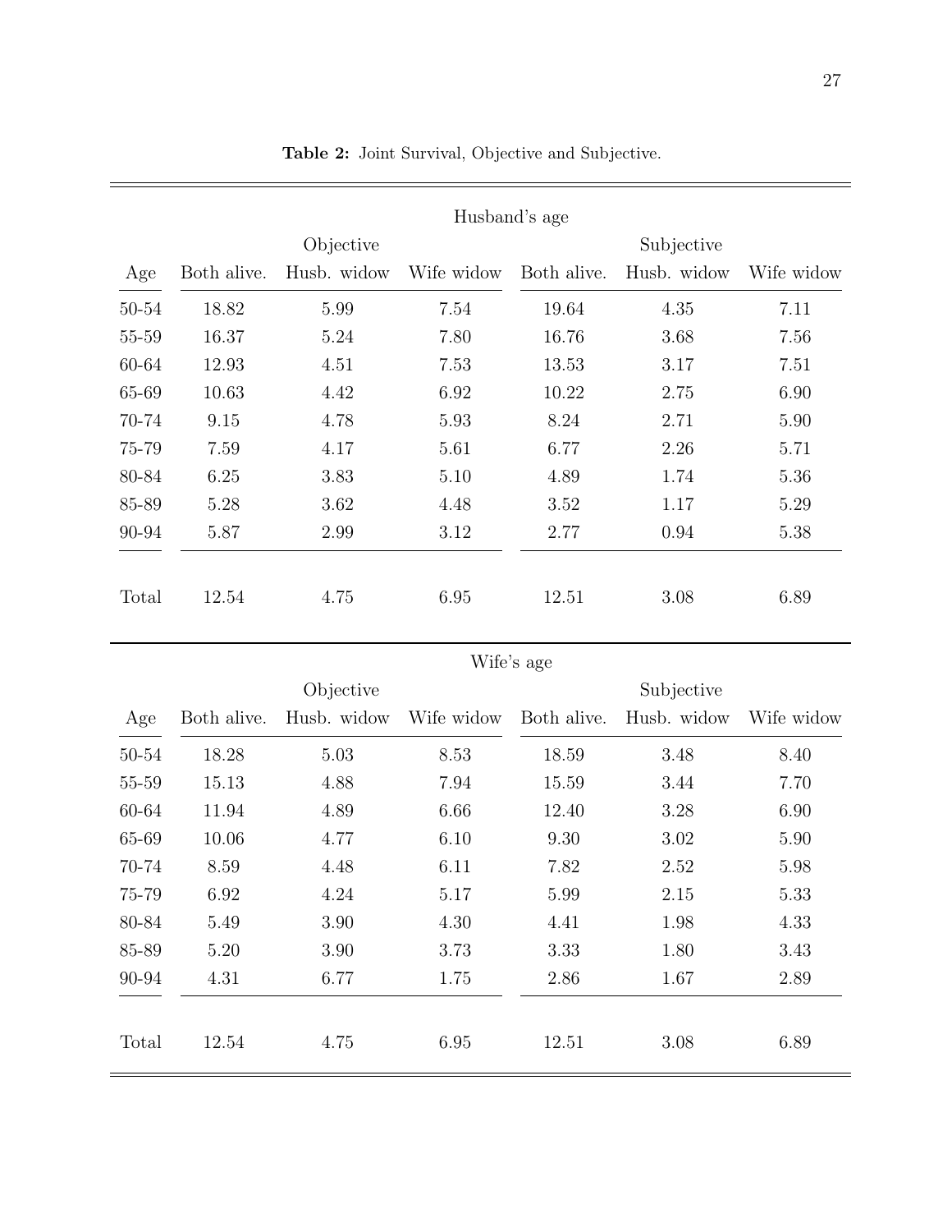**Table 2:** Joint Survival, Objective and Subjective.

| Husband's age | | | | | | |
|---|---|---|---|---|---|---|
| | Objective | | | Subjective | | |
| Age | Both alive. | Husb. widow | Wife widow | Both alive. | Husb. widow | Wife widow |
| 50-54 | 18.82 | 5.99 | 7.54 | 19.64 | 4.35 | 7.11 |
| 55-59 | 16.37 | 5.24 | 7.80 | 16.76 | 3.68 | 7.56 |
| 60-64 | 12.93 | 4.51 | 7.53 | 13.53 | 3.17 | 7.51 |
| 65-69 | 10.63 | 4.42 | 6.92 | 10.22 | 2.75 | 6.90 |
| 70-74 | 9.15 | 4.78 | 5.93 | 8.24 | 2.71 | 5.90 |
| 75-79 | 7.59 | 4.17 | 5.61 | 6.77 | 2.26 | 5.71 |
| 80-84 | 6.25 | 3.83 | 5.10 | 4.89 | 1.74 | 5.36 |
| 85-89 | 5.28 | 3.62 | 4.48 | 3.52 | 1.17 | 5.29 |
| 90-94 | 5.87 | 2.99 | 3.12 | 2.77 | 0.94 | 5.38 |
| Total | 12.54 | 4.75 | 6.95 | 12.51 | 3.08 | 6.89 |

| Wife's age | | | | | | |
|---|---|---|---|---|---|---|
| | Objective | | | Subjective | | |
| Age | Both alive. | Husb. widow | Wife widow | Both alive. | Husb. widow | Wife widow |
| 50-54 | 18.28 | 5.03 | 8.53 | 18.59 | 3.48 | 8.40 |
| 55-59 | 15.13 | 4.88 | 7.94 | 15.59 | 3.44 | 7.70 |
| 60-64 | 11.94 | 4.89 | 6.66 | 12.40 | 3.28 | 6.90 |
| 65-69 | 10.06 | 4.77 | 6.10 | 9.30 | 3.02 | 5.90 |
| 70-74 | 8.59 | 4.48 | 6.11 | 7.82 | 2.52 | 5.98 |
| 75-79 | 6.92 | 4.24 | 5.17 | 5.99 | 2.15 | 5.33 |
| 80-84 | 5.49 | 3.90 | 4.30 | 4.41 | 1.98 | 4.33 |
| 85-89 | 5.20 | 3.90 | 3.73 | 3.33 | 1.80 | 3.43 |
| 90-94 | 4.31 | 6.77 | 1.75 | 2.86 | 1.67 | 2.89 |
| Total | 12.54 | 4.75 | 6.95 | 12.51 | 3.08 | 6.89 |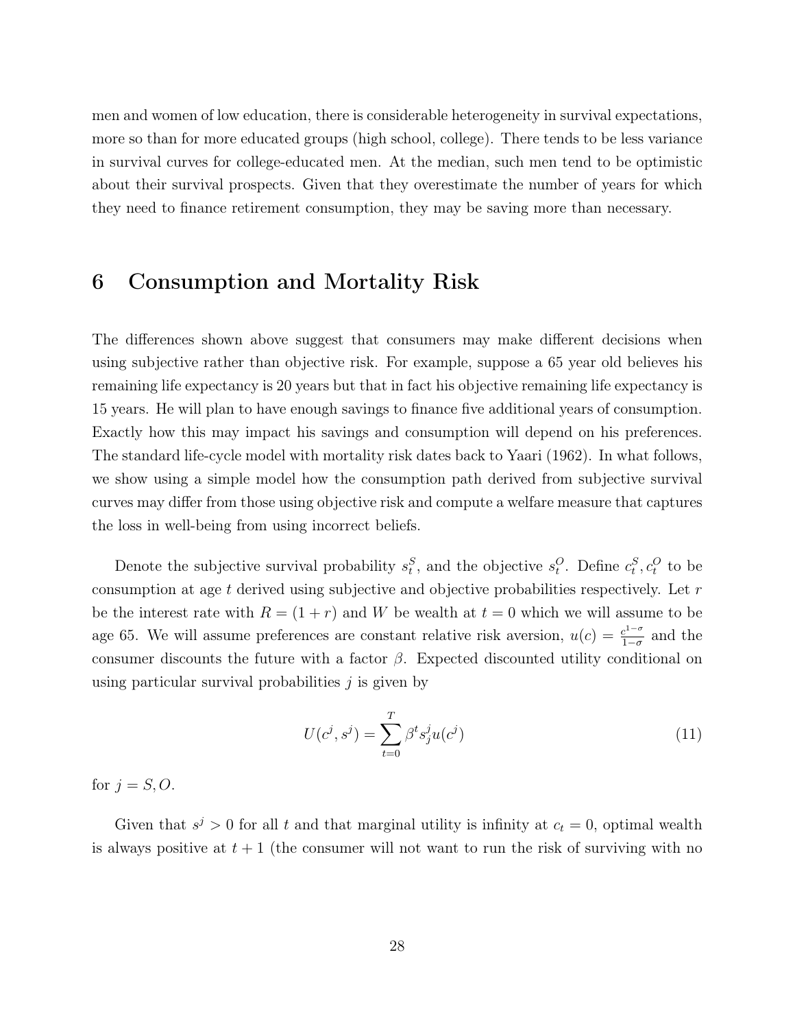men and women of low education, there is considerable heterogeneity in survival expectations, more so than for more educated groups (high school, college). There tends to be less variance in survival curves for college-educated men. At the median, such men tend to be optimistic about their survival prospects. Given that they overestimate the number of years for which they need to finance retirement consumption, they may be saving more than necessary.

# 6 Consumption and Mortality Risk

The differences shown above suggest that consumers may make different decisions when using subjective rather than objective risk. For example, suppose a 65 year old believes his remaining life expectancy is 20 years but that in fact his objective remaining life expectancy is 15 years. He will plan to have enough savings to finance five additional years of consumption. Exactly how this may impact his savings and consumption will depend on his preferences. The standard life-cycle model with mortality risk dates back to Yaari (1962). In what follows, we show using a simple model how the consumption path derived from subjective survival curves may differ from those using objective risk and compute a welfare measure that captures the loss in well-being from using incorrect beliefs.

Denote the subjective survival probability $s_t^S$, and the objective $s_t^O$. Define $c_t^S, c_t^O$ to be consumption at age $t$ derived using subjective and objective probabilities respectively. Let $r$ be the interest rate with $R = (1 + r)$ and $W$ be wealth at $t = 0$ which we will assume to be age 65. We will assume preferences are constant relative risk aversion, $u(c) = \frac{c^{1-\sigma}}{1-\sigma}$ and the consumer discounts the future with a factor $\beta$. Expected discounted utility conditional on using particular survival probabilities $j$ is given by

$$U(c^j, s^j) = \sum_{t=0}^{T} \beta^t s_j^j u(c^j) \tag{11}$$

for $j = S, O$.

Given that $s^j > 0$ for all $t$ and that marginal utility is infinity at $c_t = 0$, optimal wealth is always positive at $t + 1$ (the consumer will not want to run the risk of surviving with no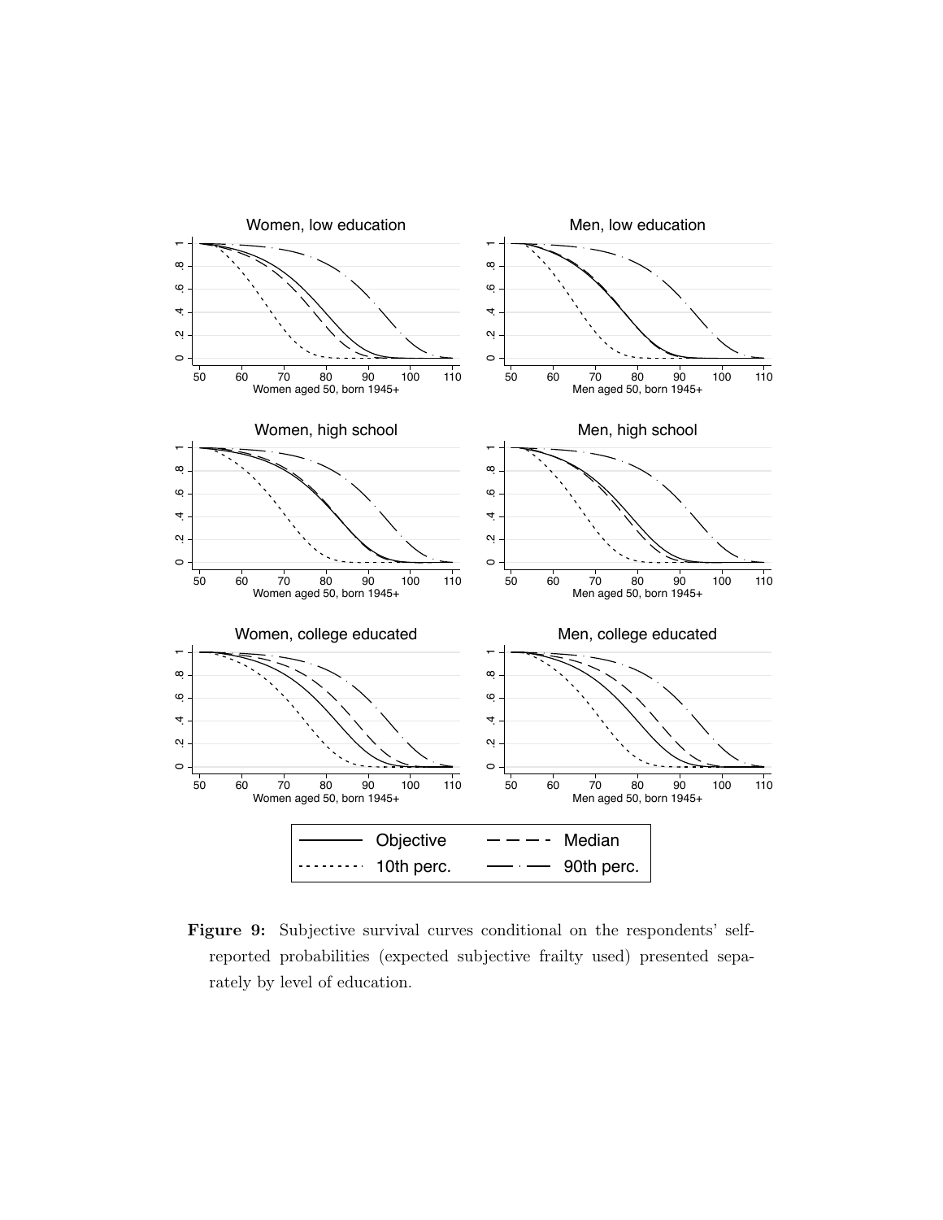**Figure 9:** Subjective survival curves conditional on the respondents' self-reported probabilities (expected subjective frailty used) presented separately by level of education.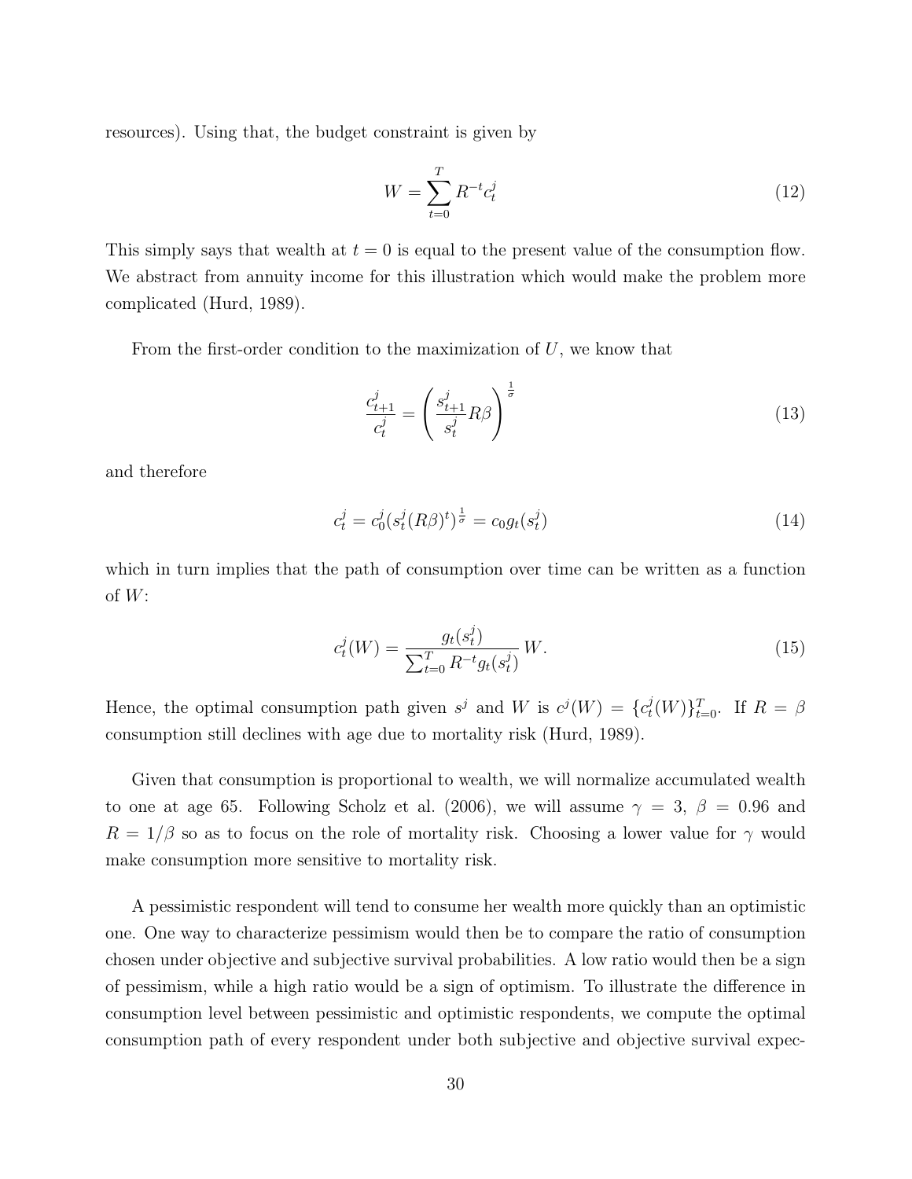resources). Using that, the budget constraint is given by

$$W = \sum_{t=0}^{T} R^{-t} c_t^j \tag{12}$$

This simply says that wealth at $t = 0$ is equal to the present value of the consumption flow. We abstract from annuity income for this illustration which would make the problem more complicated (Hurd, 1989).

From the first-order condition to the maximization of $U$, we know that

$$\frac{c_{t+1}^j}{c_t^j} = \left( \frac{s_{t+1}^j}{s_t^j} R\beta \right)^{\frac{1}{\sigma}} \tag{13}$$

and therefore

$$c_t^j = c_0^j (s_t^j (R\beta)^t)^{\frac{1}{\sigma}} = c_0 g_t(s_t^j) \tag{14}$$

which in turn implies that the path of consumption over time can be written as a function of $W$:

$$c_t^j(W) = \frac{g_t(s_t^j)}{\sum_{t=0}^{T} R^{-t} g_t(s_t^j)} W. \tag{15}$$

Hence, the optimal consumption path given $s^j$ and $W$ is $c^j(W) = \{c_t^j(W)\}_{t=0}^T$. If $R = \beta$ consumption still declines with age due to mortality risk (Hurd, 1989).

Given that consumption is proportional to wealth, we will normalize accumulated wealth to one at age 65. Following Scholz et al. (2006), we will assume $\gamma = 3$, $\beta = 0.96$ and $R = 1/\beta$ so as to focus on the role of mortality risk. Choosing a lower value for $\gamma$ would make consumption more sensitive to mortality risk.

A pessimistic respondent will tend to consume her wealth more quickly than an optimistic one. One way to characterize pessimism would then be to compare the ratio of consumption chosen under objective and subjective survival probabilities. A low ratio would then be a sign of pessimism, while a high ratio would be a sign of optimism. To illustrate the difference in consumption level between pessimistic and optimistic respondents, we compute the optimal consumption path of every respondent under both subjective and objective survival expec-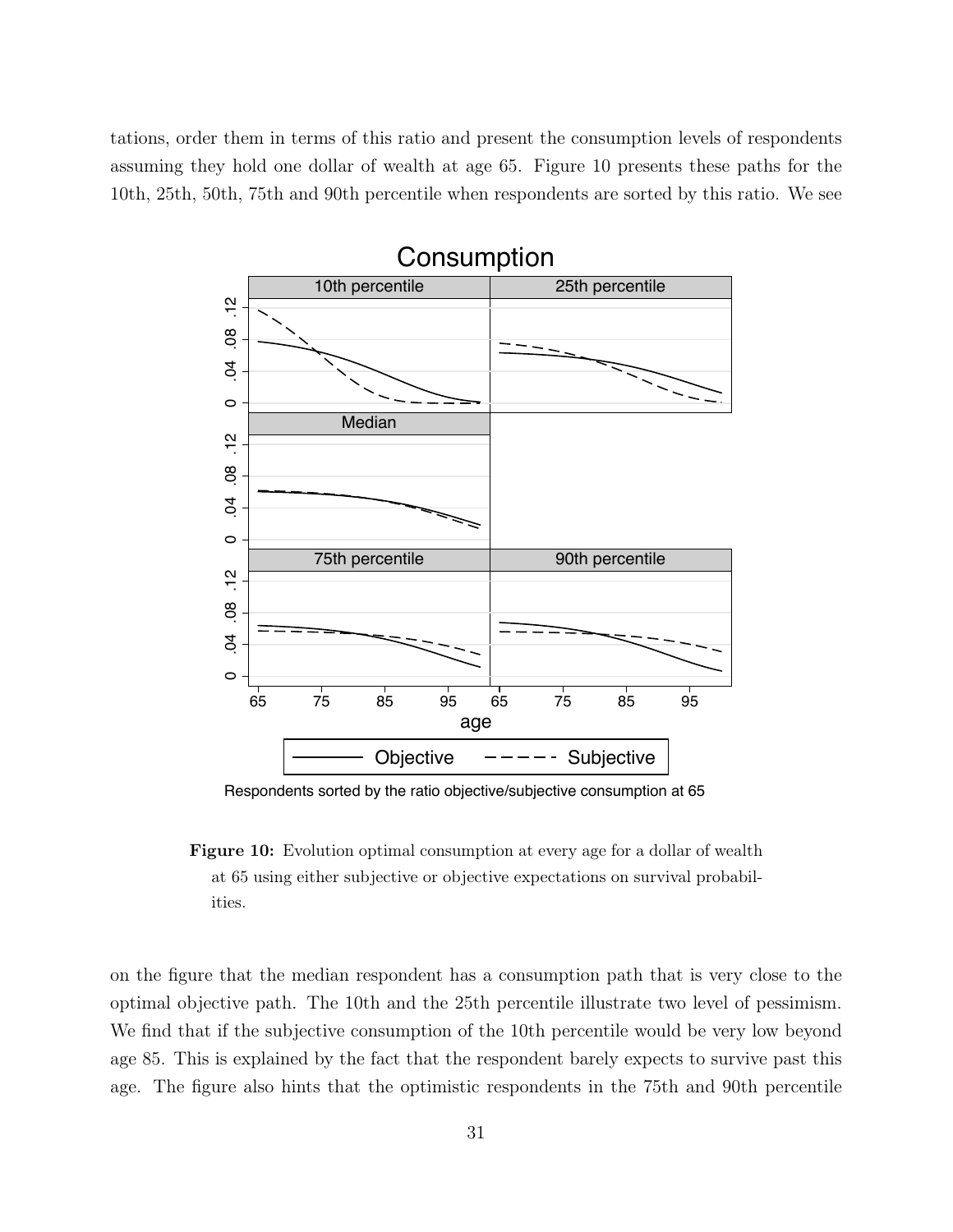tations, order them in terms of this ratio and present the consumption levels of respondents assuming they hold one dollar of wealth at age 65. Figure 10 presents these paths for the 10th, 25th, 50th, 75th and 90th percentile when respondents are sorted by this ratio. We see

**Figure 10:** Evolution optimal consumption at every age for a dollar of wealth at 65 using either subjective or objective expectations on survival probabilities.

on the figure that the median respondent has a consumption path that is very close to the optimal objective path. The 10th and the 25th percentile illustrate two level of pessimism. We find that if the subjective consumption of the 10th percentile would be very low beyond age 85. This is explained by the fact that the respondent barely expects to survive past this age. The figure also hints that the optimistic respondents in the 75th and 90th percentile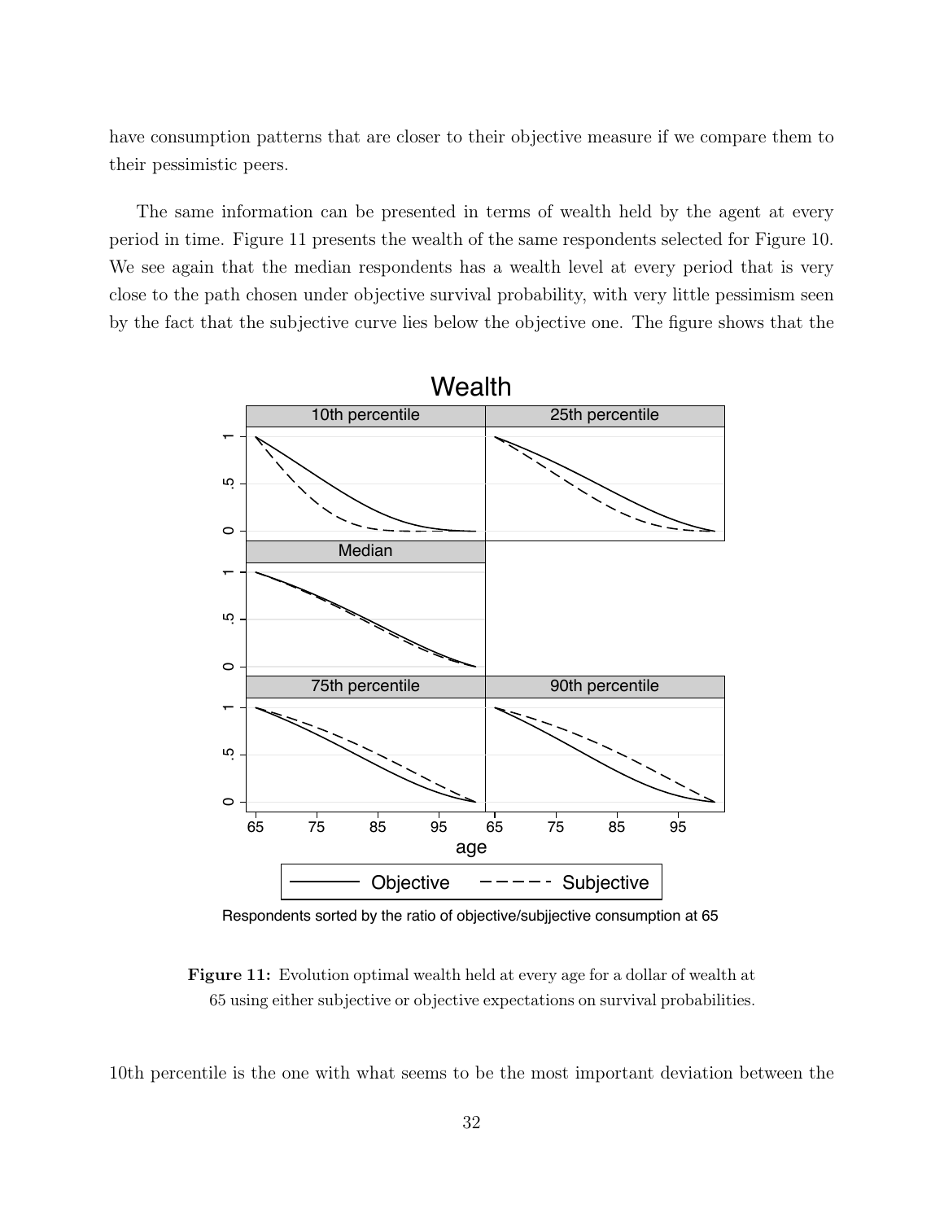have consumption patterns that are closer to their objective measure if we compare them to their pessimistic peers.

The same information can be presented in terms of wealth held by the agent at every period in time. Figure 11 presents the wealth of the same respondents selected for Figure 10. We see again that the median respondents has a wealth level at every period that is very close to the path chosen under objective survival probability, with very little pessimism seen by the fact that the subjective curve lies below the objective one. The figure shows that the

**Figure 11:** Evolution optimal wealth held at every age for a dollar of wealth at 65 using either subjective or objective expectations on survival probabilities.

10th percentile is the one with what seems to be the most important deviation between the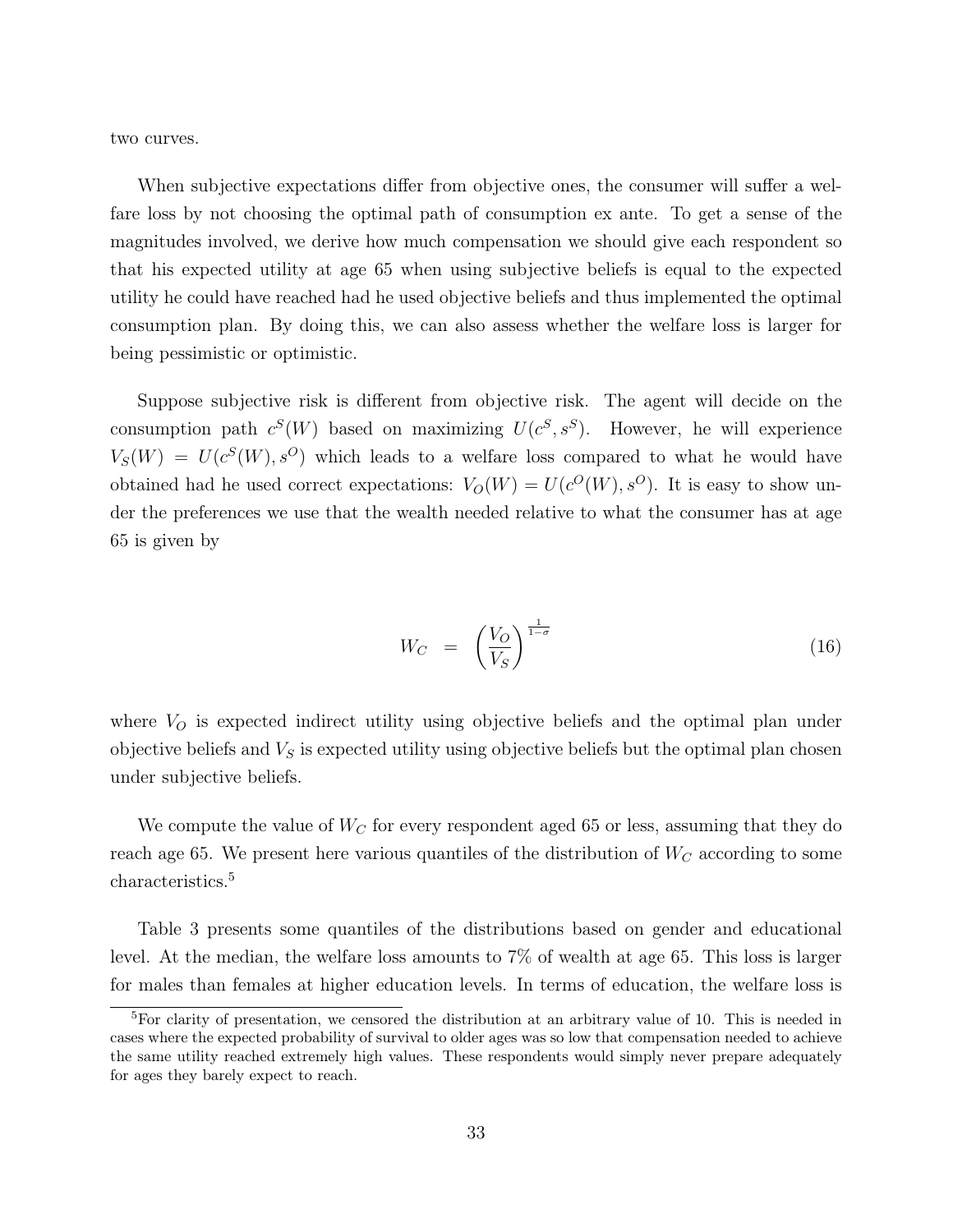two curves.

When subjective expectations differ from objective ones, the consumer will suffer a welfare loss by not choosing the optimal path of consumption ex ante. To get a sense of the magnitudes involved, we derive how much compensation we should give each respondent so that his expected utility at age 65 when using subjective beliefs is equal to the expected utility he could have reached had he used objective beliefs and thus implemented the optimal consumption plan. By doing this, we can also assess whether the welfare loss is larger for being pessimistic or optimistic.

Suppose subjective risk is different from objective risk. The agent will decide on the consumption path $c^S(W)$ based on maximizing $U(c^S, s^S)$. However, he will experience $V_S(W) = U(c^S(W), s^O)$ which leads to a welfare loss compared to what he would have obtained had he used correct expectations: $V_O(W) = U(c^O(W), s^O)$. It is easy to show under the preferences we use that the wealth needed relative to what the consumer has at age 65 is given by

$$W_C = \left(\frac{V_O}{V_S}\right)^{\frac{1}{1-\sigma}} \tag{16}$$

where $V_O$ is expected indirect utility using objective beliefs and the optimal plan under objective beliefs and $V_S$ is expected utility using objective beliefs but the optimal plan chosen under subjective beliefs.

We compute the value of $W_C$ for every respondent aged 65 or less, assuming that they do reach age 65. We present here various quantiles of the distribution of $W_C$ according to some characteristics.[5]

Table 3 presents some quantiles of the distributions based on gender and educational level. At the median, the welfare loss amounts to 7% of wealth at age 65. This loss is larger for males than females at higher education levels. In terms of education, the welfare loss is

[5] For clarity of presentation, we censored the distribution at an arbitrary value of 10. This is needed in cases where the expected probability of survival to older ages was so low that compensation needed to achieve the same utility reached extremely high values. These respondents would simply never prepare adequately for ages they barely expect to reach.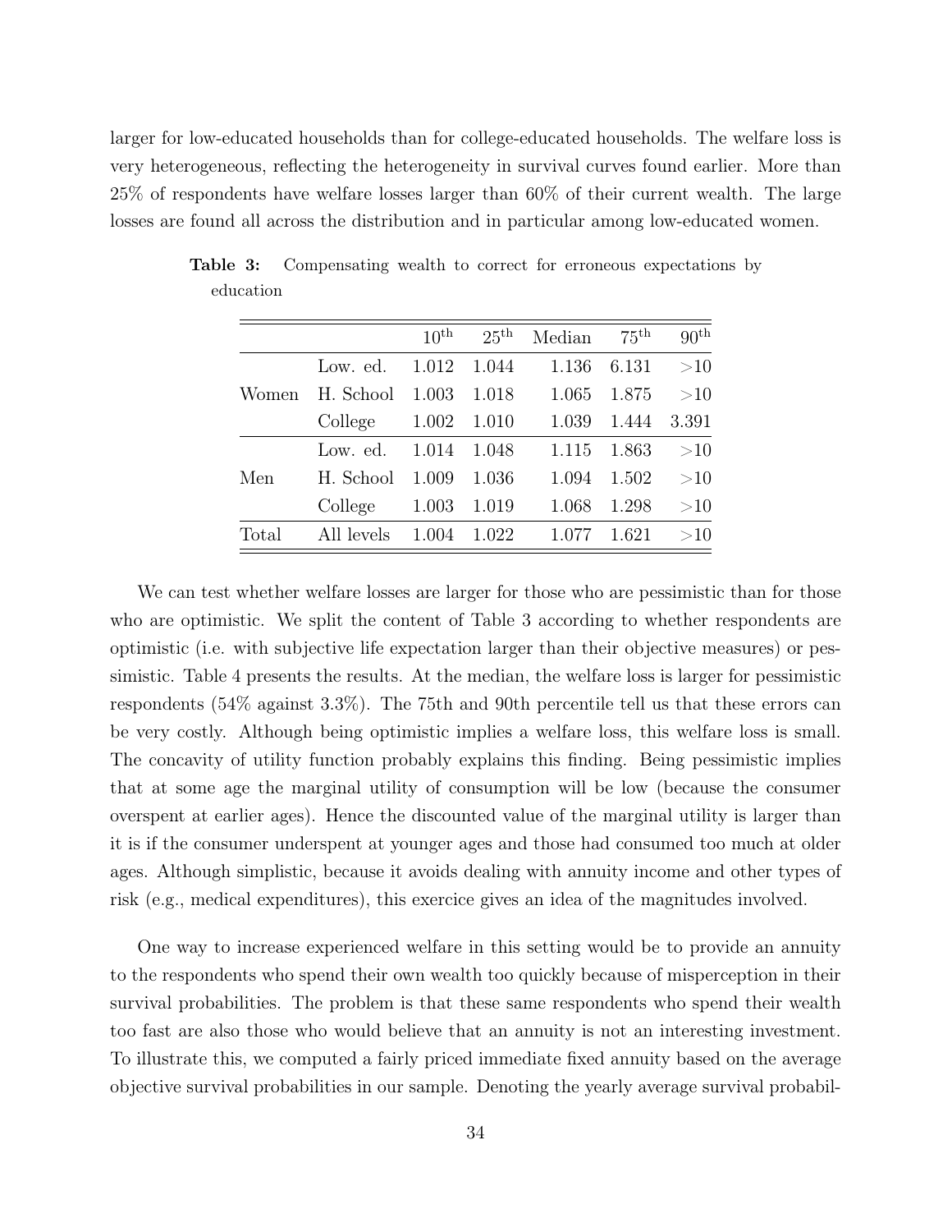larger for low-educated households than for college-educated households. The welfare loss is very heterogeneous, reflecting the heterogeneity in survival curves found earlier. More than 25% of respondents have welfare losses larger than 60% of their current wealth. The large losses are found all across the distribution and in particular among low-educated women.

**Table 3:** Compensating wealth to correct for erroneous expectations by education

| | | $10^{\text{th}}$ | $25^{\text{th}}$ | Median | $75^{\text{th}}$ | $90^{\text{th}}$ |
|---|---|---|---|---|---|---|
| Women | Low. ed. | 1.012 | 1.044 | 1.136 | 6.131 | >10 |
| | H. School | 1.003 | 1.018 | 1.065 | 1.875 | >10 |
| | College | 1.002 | 1.010 | 1.039 | 1.444 | 3.391 |
| Men | Low. ed. | 1.014 | 1.048 | 1.115 | 1.863 | >10 |
| | H. School | 1.009 | 1.036 | 1.094 | 1.502 | >10 |
| | College | 1.003 | 1.019 | 1.068 | 1.298 | >10 |
| Total | All levels | 1.004 | 1.022 | 1.077 | 1.621 | >10 |

We can test whether welfare losses are larger for those who are pessimistic than for those who are optimistic. We split the content of Table 3 according to whether respondents are optimistic (i.e. with subjective life expectation larger than their objective measures) or pessimistic. Table 4 presents the results. At the median, the welfare loss is larger for pessimistic respondents (54% against 3.3%). The 75th and 90th percentile tell us that these errors can be very costly. Although being optimistic implies a welfare loss, this welfare loss is small. The concavity of utility function probably explains this finding. Being pessimistic implies that at some age the marginal utility of consumption will be low (because the consumer overspent at earlier ages). Hence the discounted value of the marginal utility is larger than it is if the consumer underspent at younger ages and those had consumed too much at older ages. Although simplistic, because it avoids dealing with annuity income and other types of risk (e.g., medical expenditures), this exercice gives an idea of the magnitudes involved.

One way to increase experienced welfare in this setting would be to provide an annuity to the respondents who spend their own wealth too quickly because of misperception in their survival probabilities. The problem is that these same respondents who spend their wealth too fast are also those who would believe that an annuity is not an interesting investment. To illustrate this, we computed a fairly priced immediate fixed annuity based on the average objective survival probabilities in our sample. Denoting the yearly average survival probabil-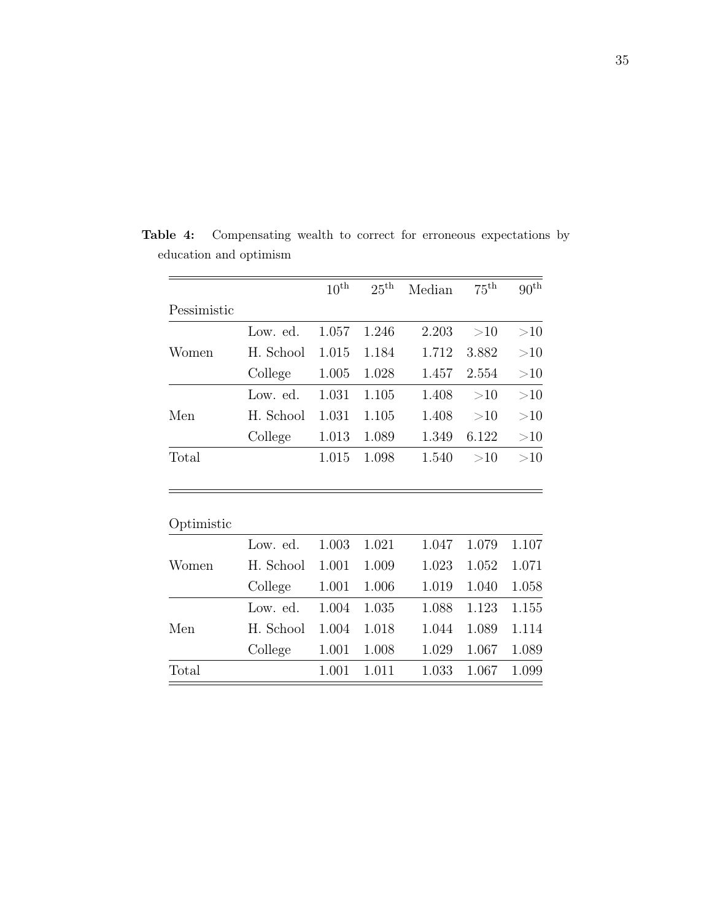**Table 4:** Compensating wealth to correct for erroneous expectations by education and optimism

| | | $10^{\text{th}}$ | $25^{\text{th}}$ | Median | $75^{\text{th}}$ | $90^{\text{th}}$ |
|---|---|---|---|---|---|---|
| Pessimistic | | | | | | |
| Women | Low. ed. | 1.057 | 1.246 | 2.203 | >10 | >10 |
| | H. School | 1.015 | 1.184 | 1.712 | 3.882 | >10 |
| | College | 1.005 | 1.028 | 1.457 | 2.554 | >10 |
| Men | Low. ed. | 1.031 | 1.105 | 1.408 | >10 | >10 |
| | H. School | 1.031 | 1.105 | 1.408 | >10 | >10 |
| | College | 1.013 | 1.089 | 1.349 | 6.122 | >10 |
| Total | | 1.015 | 1.098 | 1.540 | >10 | >10 |
| Optimistic | | | | | | |
| Women | Low. ed. | 1.003 | 1.021 | 1.047 | 1.079 | 1.107 |
| | H. School | 1.001 | 1.009 | 1.023 | 1.052 | 1.071 |
| | College | 1.001 | 1.006 | 1.019 | 1.040 | 1.058 |
| Men | Low. ed. | 1.004 | 1.035 | 1.088 | 1.123 | 1.155 |
| | H. School | 1.004 | 1.018 | 1.044 | 1.089 | 1.114 |
| | College | 1.001 | 1.008 | 1.029 | 1.067 | 1.089 |
| Total | | 1.001 | 1.011 | 1.033 | 1.067 | 1.099 |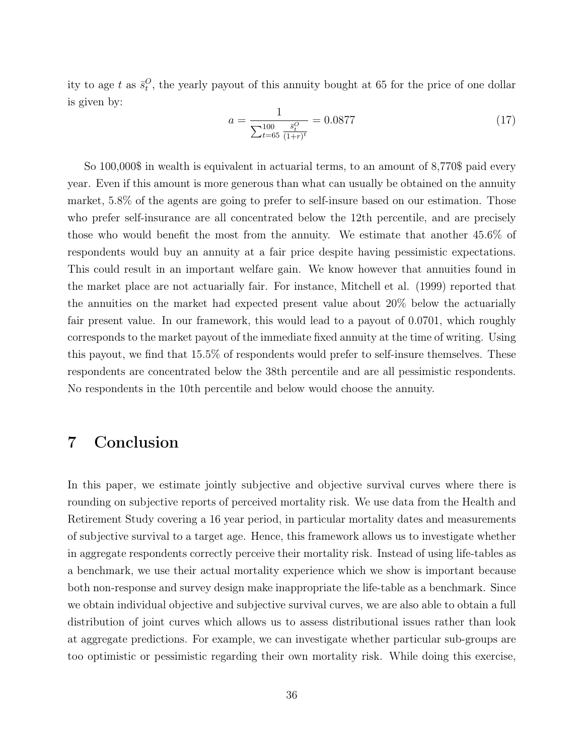ity to age $t$ as $\bar{s}_t^O$, the yearly payout of this annuity bought at 65 for the price of one dollar is given by:

$$a = \frac{1}{\sum_{t=65}^{100} \frac{\bar{s}_t^O}{(1+r)^t}} = 0.0877 \tag{17}$$

So 100,000$ in wealth is equivalent in actuarial terms, to an amount of 8,770$ paid every year. Even if this amount is more generous than what can usually be obtained on the annuity market, 5.8% of the agents are going to prefer to self-insure based on our estimation. Those who prefer self-insurance are all concentrated below the 12th percentile, and are precisely those who would benefit the most from the annuity. We estimate that another 45.6% of respondents would buy an annuity at a fair price despite having pessimistic expectations. This could result in an important welfare gain. We know however that annuities found in the market place are not actuarially fair. For instance, Mitchell et al. (1999) reported that the annuities on the market had expected present value about 20% below the actuarially fair present value. In our framework, this would lead to a payout of 0.0701, which roughly corresponds to the market payout of the immediate fixed annuity at the time of writing. Using this payout, we find that 15.5% of respondents would prefer to self-insure themselves. These respondents are concentrated below the 38th percentile and are all pessimistic respondents. No respondents in the 10th percentile and below would choose the annuity.

# 7 Conclusion

In this paper, we estimate jointly subjective and objective survival curves where there is rounding on subjective reports of perceived mortality risk. We use data from the Health and Retirement Study covering a 16 year period, in particular mortality dates and measurements of subjective survival to a target age. Hence, this framework allows us to investigate whether in aggregate respondents correctly perceive their mortality risk. Instead of using life-tables as a benchmark, we use their actual mortality experience which we show is important because both non-response and survey design make inappropriate the life-table as a benchmark. Since we obtain individual objective and subjective survival curves, we are also able to obtain a full distribution of joint curves which allows us to assess distributional issues rather than look at aggregate predictions. For example, we can investigate whether particular sub-groups are too optimistic or pessimistic regarding their own mortality risk. While doing this exercise,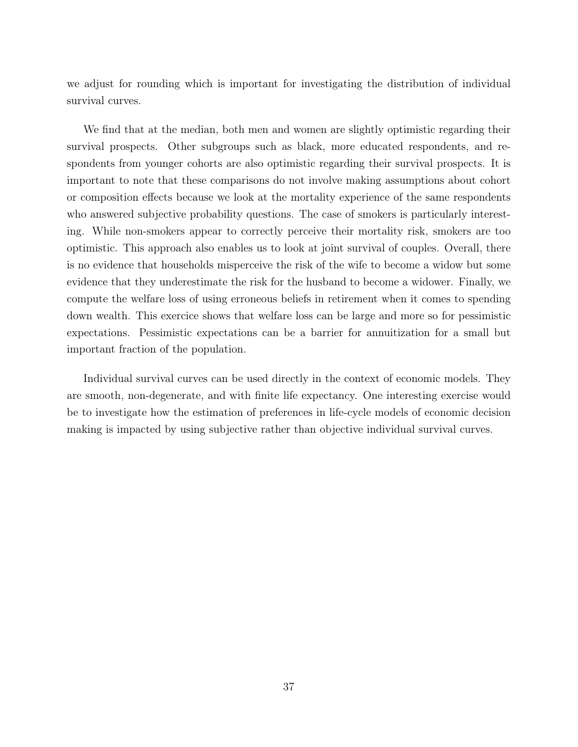we adjust for rounding which is important for investigating the distribution of individual survival curves.

We find that at the median, both men and women are slightly optimistic regarding their survival prospects. Other subgroups such as black, more educated respondents, and respondents from younger cohorts are also optimistic regarding their survival prospects. It is important to note that these comparisons do not involve making assumptions about cohort or composition effects because we look at the mortality experience of the same respondents who answered subjective probability questions. The case of smokers is particularly interesting. While non-smokers appear to correctly perceive their mortality risk, smokers are too optimistic. This approach also enables us to look at joint survival of couples. Overall, there is no evidence that households misperceive the risk of the wife to become a widow but some evidence that they underestimate the risk for the husband to become a widower. Finally, we compute the welfare loss of using erroneous beliefs in retirement when it comes to spending down wealth. This exercice shows that welfare loss can be large and more so for pessimistic expectations. Pessimistic expectations can be a barrier for annuitization for a small but important fraction of the population.

Individual survival curves can be used directly in the context of economic models. They are smooth, non-degenerate, and with finite life expectancy. One interesting exercise would be to investigate how the estimation of preferences in life-cycle models of economic decision making is impacted by using subjective rather than objective individual survival curves.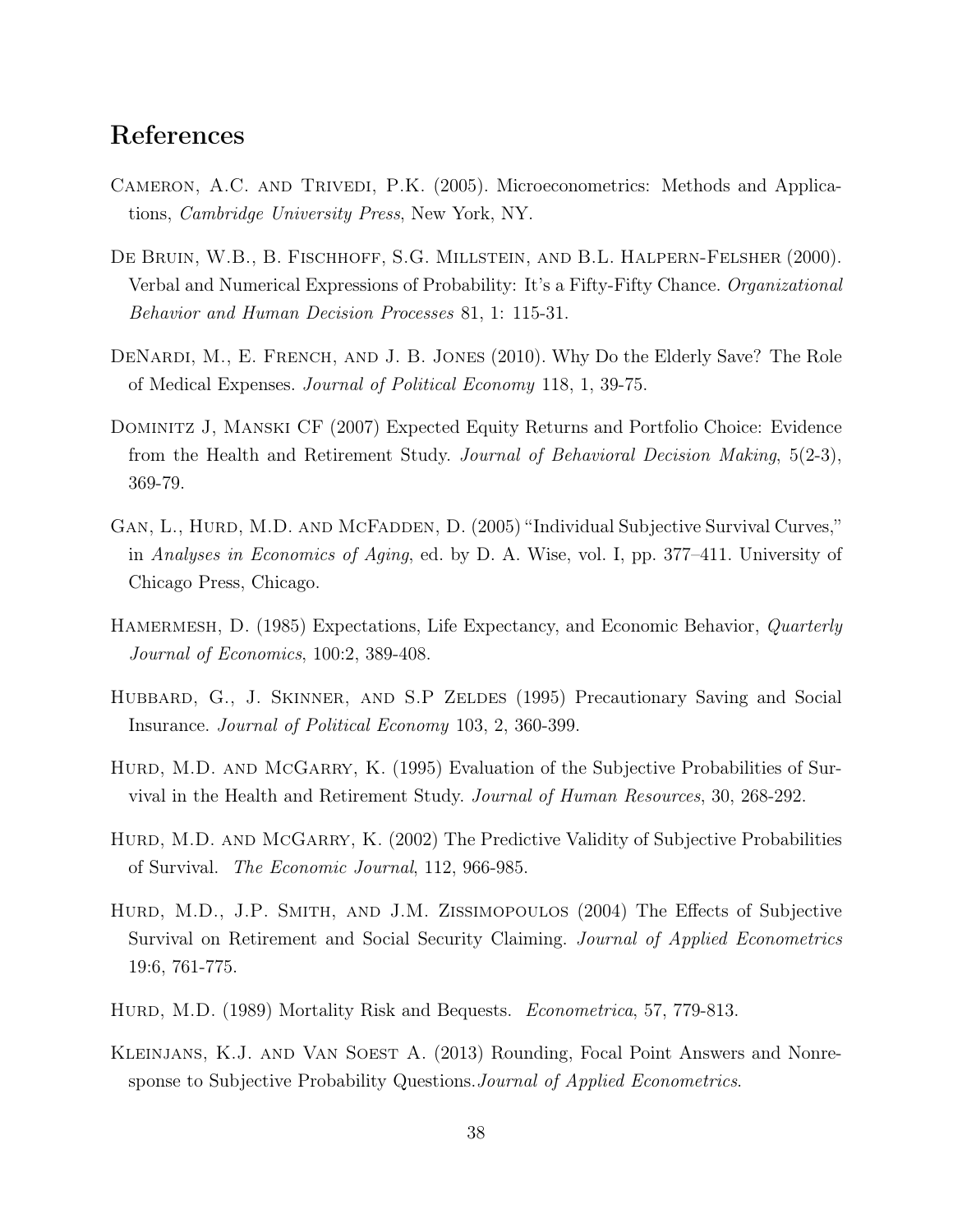# References

Cameron, A.C. and Trivedi, P.K. (2005). Microeconometrics: Methods and Applications, *Cambridge University Press*, New York, NY.

De Bruin, W.B., B. Fischhoff, S.G. Millstein, and B.L. Halpern-Felsher (2000). Verbal and Numerical Expressions of Probability: It's a Fifty-Fifty Chance. *Organizational Behavior and Human Decision Processes* 81, 1: 115-31.

DeNardi, M., E. French, and J. B. Jones (2010). Why Do the Elderly Save? The Role of Medical Expenses. *Journal of Political Economy* 118, 1, 39-75.

Dominitz J, Manski CF (2007) Expected Equity Returns and Portfolio Choice: Evidence from the Health and Retirement Study. *Journal of Behavioral Decision Making*, 5(2-3), 369-79.

Gan, L., Hurd, M.D. and McFadden, D. (2005) "Individual Subjective Survival Curves," in *Analyses in Economics of Aging*, ed. by D. A. Wise, vol. I, pp. 377–411. University of Chicago Press, Chicago.

Hamermesh, D. (1985) Expectations, Life Expectancy, and Economic Behavior, *Quarterly Journal of Economics*, 100:2, 389-408.

Hubbard, G., J. Skinner, and S.P Zeldes (1995) Precautionary Saving and Social Insurance. *Journal of Political Economy* 103, 2, 360-399.

Hurd, M.D. and McGarry, K. (1995) Evaluation of the Subjective Probabilities of Survival in the Health and Retirement Study. *Journal of Human Resources*, 30, 268-292.

Hurd, M.D. and McGarry, K. (2002) The Predictive Validity of Subjective Probabilities of Survival. *The Economic Journal*, 112, 966-985.

Hurd, M.D., J.P. Smith, and J.M. Zissimopoulos (2004) The Effects of Subjective Survival on Retirement and Social Security Claiming. *Journal of Applied Econometrics* 19:6, 761-775.

Hurd, M.D. (1989) Mortality Risk and Bequests. *Econometrica*, 57, 779-813.

Kleinjans, K.J. and Van Soest A. (2013) Rounding, Focal Point Answers and Nonresponse to Subjective Probability Questions.*Journal of Applied Econometrics*.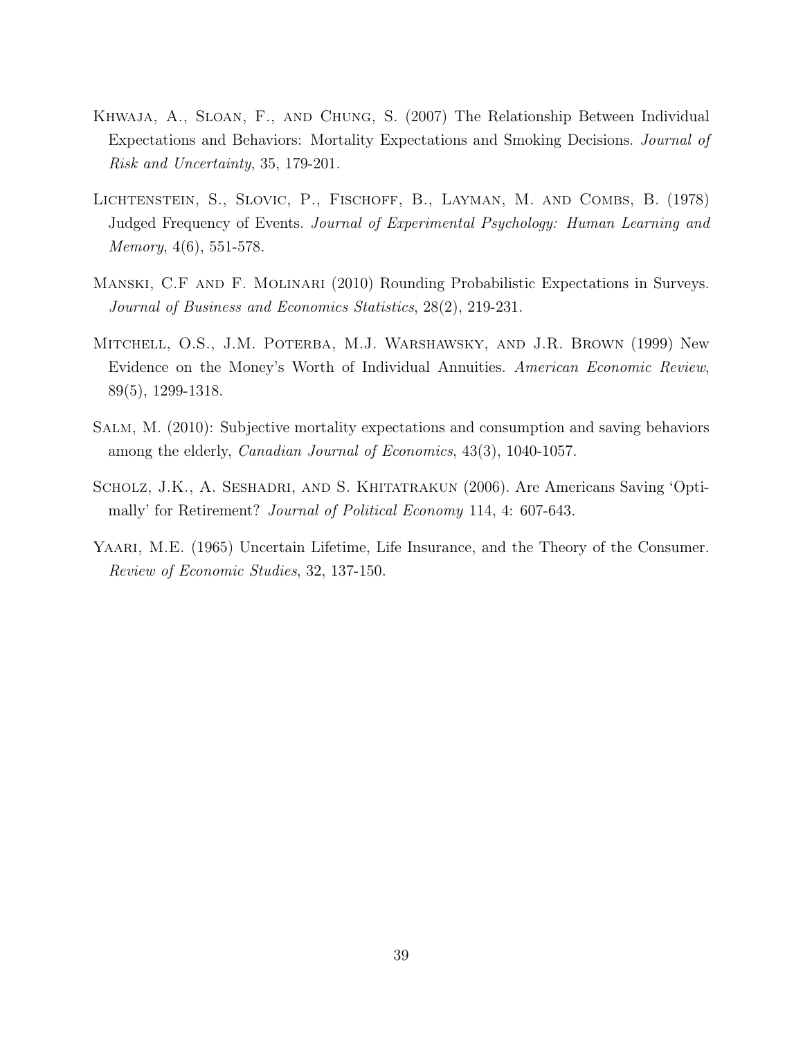Khwaja, A., Sloan, F., and Chung, S. (2007) The Relationship Between Individual Expectations and Behaviors: Mortality Expectations and Smoking Decisions. *Journal of Risk and Uncertainty*, 35, 179-201.

Lichtenstein, S., Slovic, P., Fischoff, B., Layman, M. and Combs, B. (1978) Judged Frequency of Events. *Journal of Experimental Psychology: Human Learning and Memory*, 4(6), 551-578.

Manski, C.F and F. Molinari (2010) Rounding Probabilistic Expectations in Surveys. *Journal of Business and Economics Statistics*, 28(2), 219-231.

Mitchell, O.S., J.M. Poterba, M.J. Warshawsky, and J.R. Brown (1999) New Evidence on the Money's Worth of Individual Annuities. *American Economic Review*, 89(5), 1299-1318.

Salm, M. (2010): Subjective mortality expectations and consumption and saving behaviors among the elderly, *Canadian Journal of Economics*, 43(3), 1040-1057.

Scholz, J.K., A. Seshadri, and S. Khitatrakun (2006). Are Americans Saving 'Optimally' for Retirement? *Journal of Political Economy* 114, 4: 607-643.

Yaari, M.E. (1965) Uncertain Lifetime, Life Insurance, and the Theory of the Consumer. *Review of Economic Studies*, 32, 137-150.